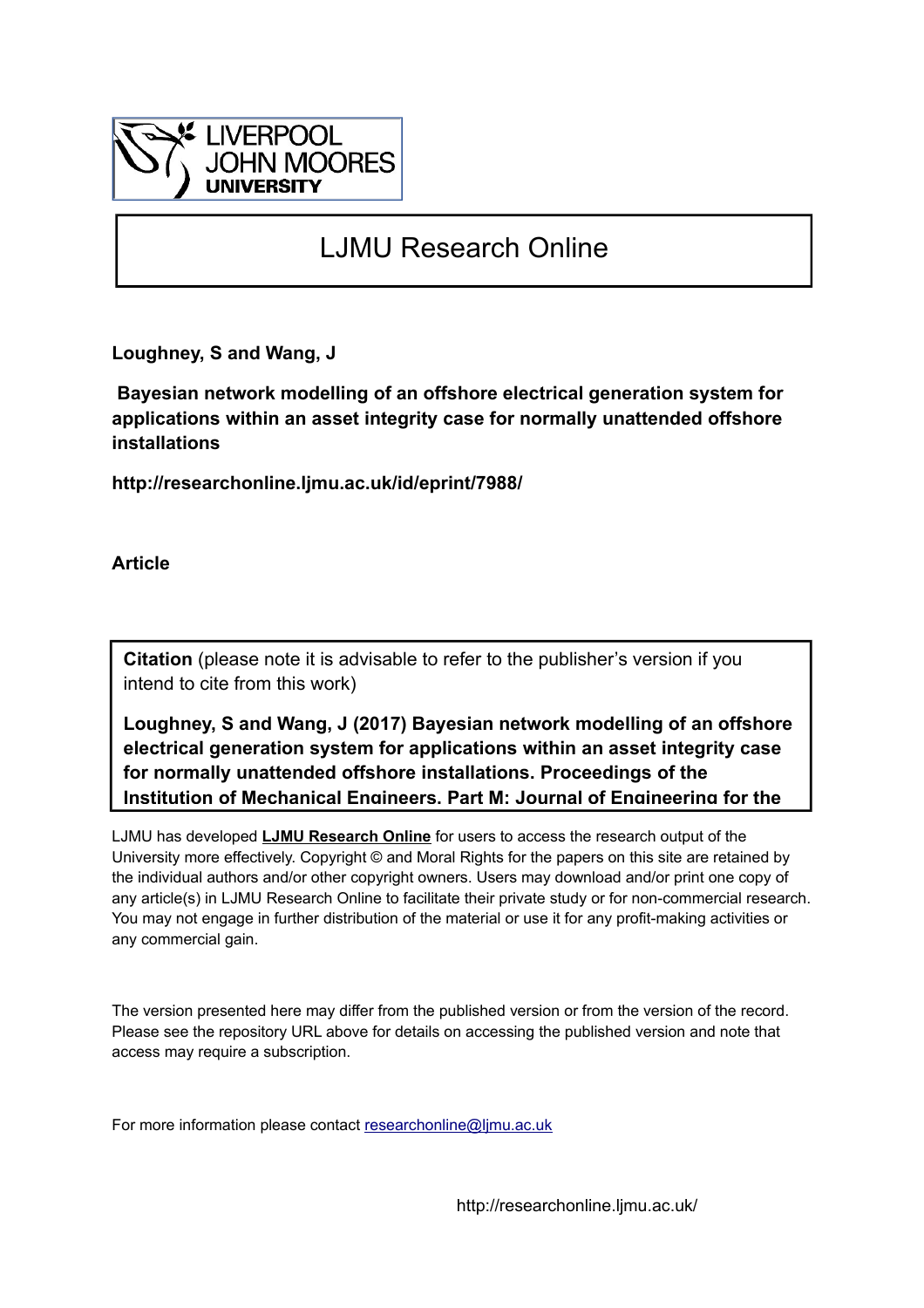LIVERPOOL JOHN MOORES UNIVERSITY

# LJMU Research Online

**Loughney, S and Wang, J**

**Bayesian network modelling of an offshore electrical generation system for applications within an asset integrity case for normally unattended offshore installations**

**http://researchonline.ljmu.ac.uk/id/eprint/7988/**

**Article**

**Citation** (please note it is advisable to refer to the publisher's version if you intend to cite from this work)

**Loughney, S and Wang, J (2017) Bayesian network modelling of an offshore electrical generation system for applications within an asset integrity case for normally unattended offshore installations. Proceedings of the Institution of Mechanical Engineers. Part M: Journal of Engineering for the**

LJMU has developed **LJMU Research Online** for users to access the research output of the University more effectively. Copyright © and Moral Rights for the papers on this site are retained by the individual authors and/or other copyright owners. Users may download and/or print one copy of any article(s) in LJMU Research Online to facilitate their private study or for non-commercial research. You may not engage in further distribution of the material or use it for any profit-making activities or any commercial gain.

The version presented here may differ from the published version or from the version of the record. Please see the repository URL above for details on accessing the published version and note that access may require a subscription.

For more information please contact researchonline@ljmu.ac.uk

http://researchonline.ljmu.ac.uk/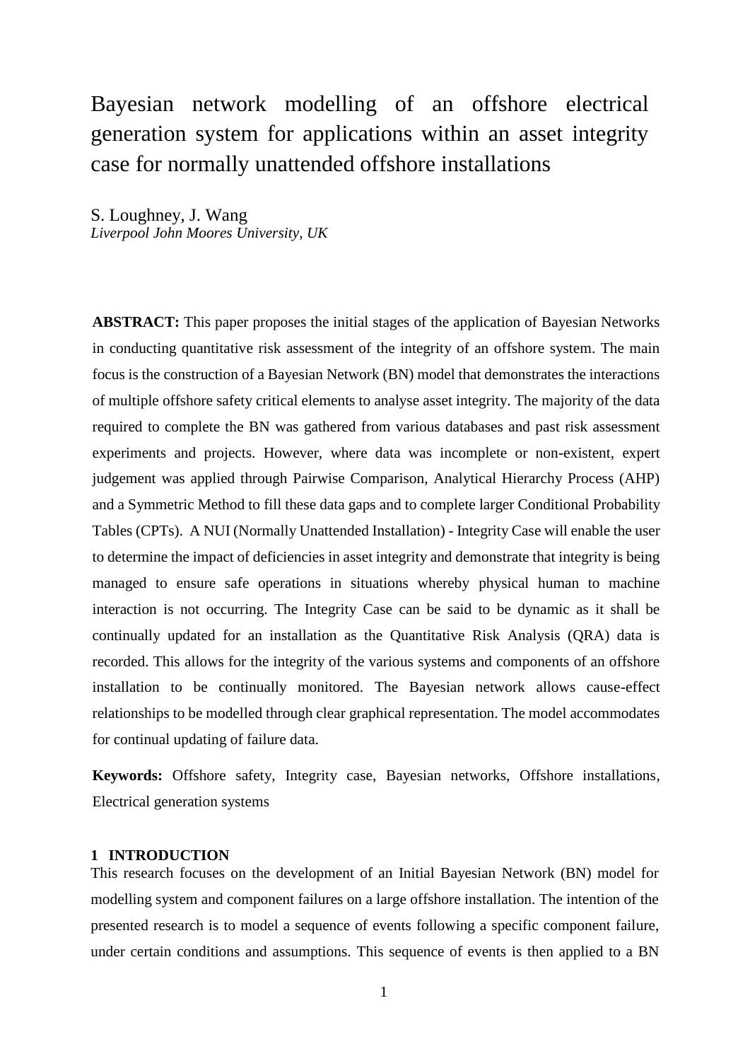# Bayesian network modelling of an offshore electrical generation system for applications within an asset integrity case for normally unattended offshore installations

S. Loughney, J. Wang
*Liverpool John Moores University, UK*

**ABSTRACT:** This paper proposes the initial stages of the application of Bayesian Networks in conducting quantitative risk assessment of the integrity of an offshore system. The main focus is the construction of a Bayesian Network (BN) model that demonstrates the interactions of multiple offshore safety critical elements to analyse asset integrity. The majority of the data required to complete the BN was gathered from various databases and past risk assessment experiments and projects. However, where data was incomplete or non-existent, expert judgement was applied through Pairwise Comparison, Analytical Hierarchy Process (AHP) and a Symmetric Method to fill these data gaps and to complete larger Conditional Probability Tables (CPTs). A NUI (Normally Unattended Installation) - Integrity Case will enable the user to determine the impact of deficiencies in asset integrity and demonstrate that integrity is being managed to ensure safe operations in situations whereby physical human to machine interaction is not occurring. The Integrity Case can be said to be dynamic as it shall be continually updated for an installation as the Quantitative Risk Analysis (QRA) data is recorded. This allows for the integrity of the various systems and components of an offshore installation to be continually monitored. The Bayesian network allows cause-effect relationships to be modelled through clear graphical representation. The model accommodates for continual updating of failure data.

**Keywords:** Offshore safety, Integrity case, Bayesian networks, Offshore installations, Electrical generation systems

## 1 INTRODUCTION

This research focuses on the development of an Initial Bayesian Network (BN) model for modelling system and component failures on a large offshore installation. The intention of the presented research is to model a sequence of events following a specific component failure, under certain conditions and assumptions. This sequence of events is then applied to a BN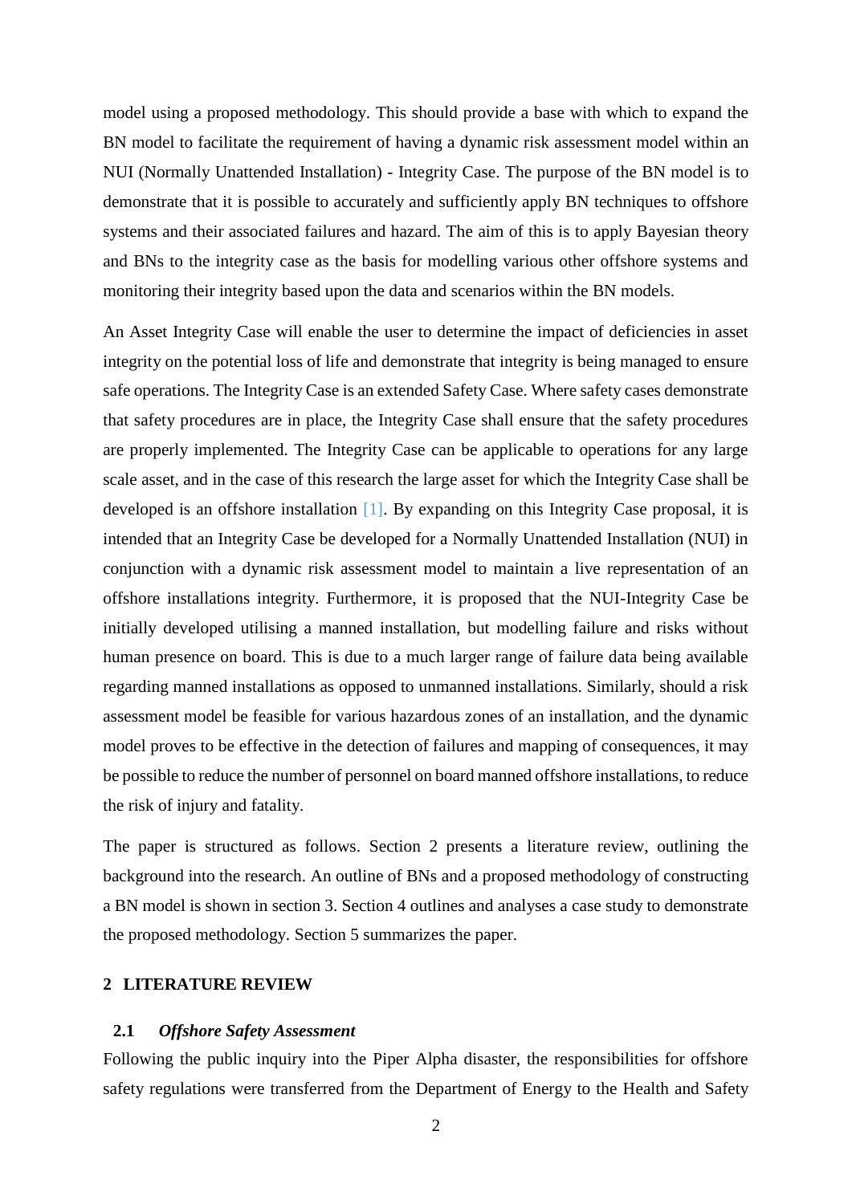model using a proposed methodology. This should provide a base with which to expand the BN model to facilitate the requirement of having a dynamic risk assessment model within an NUI (Normally Unattended Installation) - Integrity Case. The purpose of the BN model is to demonstrate that it is possible to accurately and sufficiently apply BN techniques to offshore systems and their associated failures and hazard. The aim of this is to apply Bayesian theory and BNs to the integrity case as the basis for modelling various other offshore systems and monitoring their integrity based upon the data and scenarios within the BN models.

An Asset Integrity Case will enable the user to determine the impact of deficiencies in asset integrity on the potential loss of life and demonstrate that integrity is being managed to ensure safe operations. The Integrity Case is an extended Safety Case. Where safety cases demonstrate that safety procedures are in place, the Integrity Case shall ensure that the safety procedures are properly implemented. The Integrity Case can be applicable to operations for any large scale asset, and in the case of this research the large asset for which the Integrity Case shall be developed is an offshore installation [1]. By expanding on this Integrity Case proposal, it is intended that an Integrity Case be developed for a Normally Unattended Installation (NUI) in conjunction with a dynamic risk assessment model to maintain a live representation of an offshore installations integrity. Furthermore, it is proposed that the NUI-Integrity Case be initially developed utilising a manned installation, but modelling failure and risks without human presence on board. This is due to a much larger range of failure data being available regarding manned installations as opposed to unmanned installations. Similarly, should a risk assessment model be feasible for various hazardous zones of an installation, and the dynamic model proves to be effective in the detection of failures and mapping of consequences, it may be possible to reduce the number of personnel on board manned offshore installations, to reduce the risk of injury and fatality.

The paper is structured as follows. Section 2 presents a literature review, outlining the background into the research. An outline of BNs and a proposed methodology of constructing a BN model is shown in section 3. Section 4 outlines and analyses a case study to demonstrate the proposed methodology. Section 5 summarizes the paper.

## 2 LITERATURE REVIEW

### 2.1 *Offshore Safety Assessment*

Following the public inquiry into the Piper Alpha disaster, the responsibilities for offshore safety regulations were transferred from the Department of Energy to the Health and Safety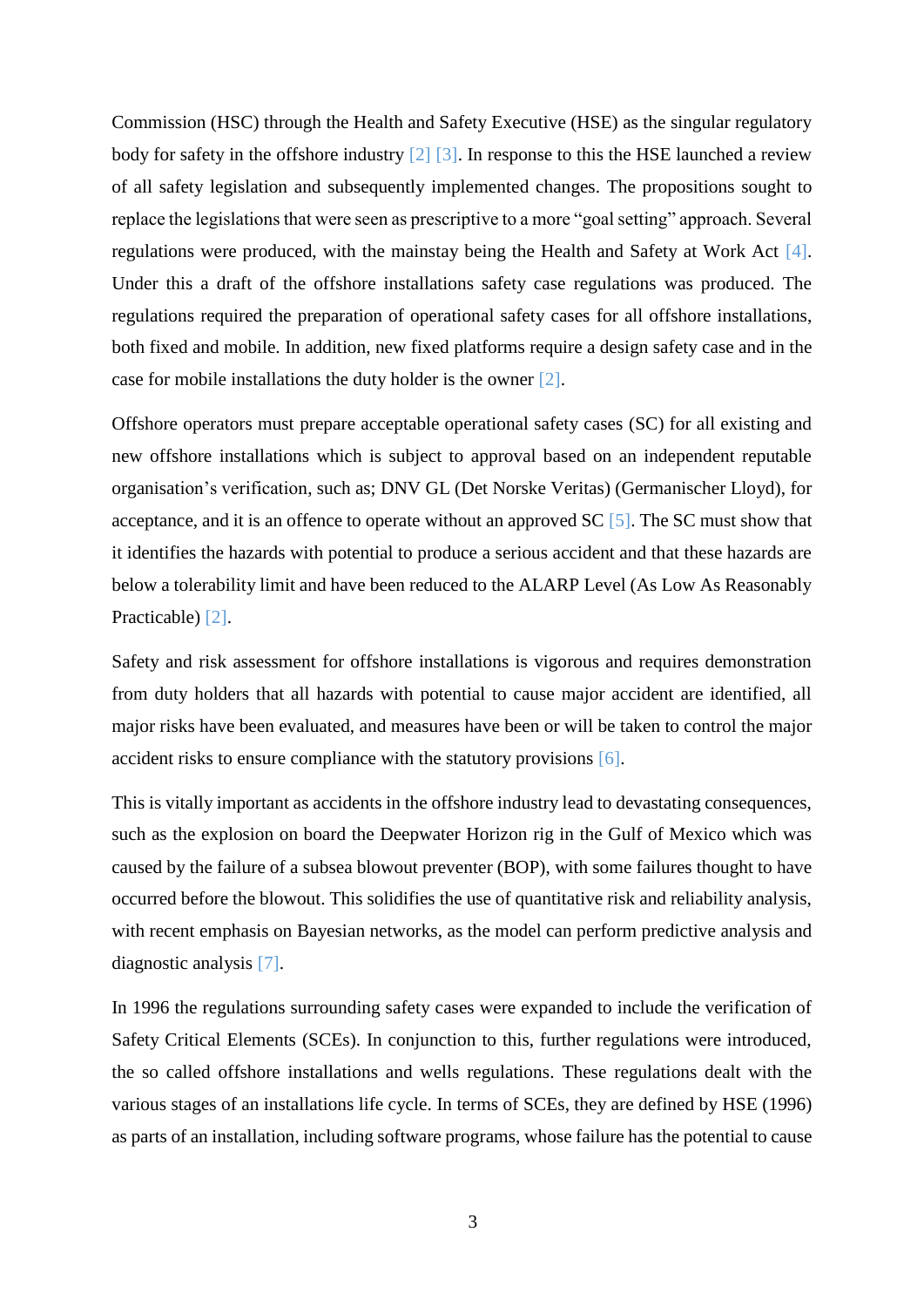Commission (HSC) through the Health and Safety Executive (HSE) as the singular regulatory body for safety in the offshore industry [2] [3]. In response to this the HSE launched a review of all safety legislation and subsequently implemented changes. The propositions sought to replace the legislations that were seen as prescriptive to a more "goal setting" approach. Several regulations were produced, with the mainstay being the Health and Safety at Work Act [4]. Under this a draft of the offshore installations safety case regulations was produced. The regulations required the preparation of operational safety cases for all offshore installations, both fixed and mobile. In addition, new fixed platforms require a design safety case and in the case for mobile installations the duty holder is the owner [2].

Offshore operators must prepare acceptable operational safety cases (SC) for all existing and new offshore installations which is subject to approval based on an independent reputable organisation's verification, such as; DNV GL (Det Norske Veritas) (Germanischer Lloyd), for acceptance, and it is an offence to operate without an approved SC [5]. The SC must show that it identifies the hazards with potential to produce a serious accident and that these hazards are below a tolerability limit and have been reduced to the ALARP Level (As Low As Reasonably Practicable) [2].

Safety and risk assessment for offshore installations is vigorous and requires demonstration from duty holders that all hazards with potential to cause major accident are identified, all major risks have been evaluated, and measures have been or will be taken to control the major accident risks to ensure compliance with the statutory provisions [6].

This is vitally important as accidents in the offshore industry lead to devastating consequences, such as the explosion on board the Deepwater Horizon rig in the Gulf of Mexico which was caused by the failure of a subsea blowout preventer (BOP), with some failures thought to have occurred before the blowout. This solidifies the use of quantitative risk and reliability analysis, with recent emphasis on Bayesian networks, as the model can perform predictive analysis and diagnostic analysis [7].

In 1996 the regulations surrounding safety cases were expanded to include the verification of Safety Critical Elements (SCEs). In conjunction to this, further regulations were introduced, the so called offshore installations and wells regulations. These regulations dealt with the various stages of an installations life cycle. In terms of SCEs, they are defined by HSE (1996) as parts of an installation, including software programs, whose failure has the potential to cause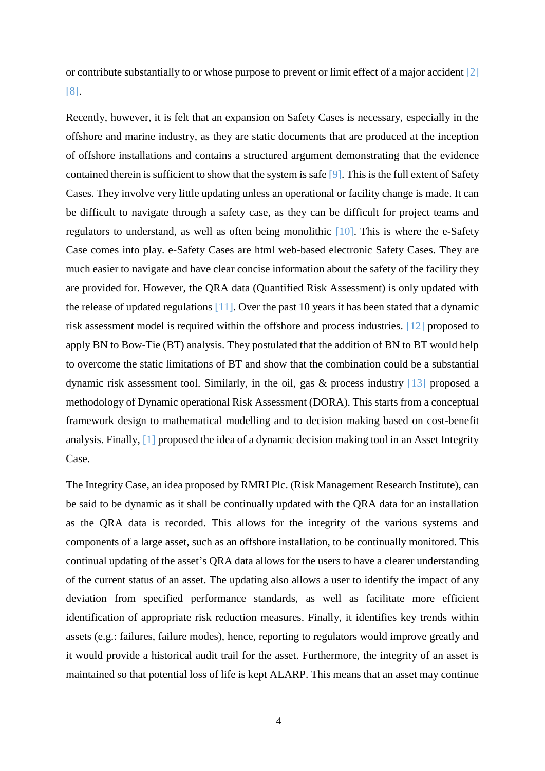or contribute substantially to or whose purpose to prevent or limit effect of a major accident [2] [8].

Recently, however, it is felt that an expansion on Safety Cases is necessary, especially in the offshore and marine industry, as they are static documents that are produced at the inception of offshore installations and contains a structured argument demonstrating that the evidence contained therein is sufficient to show that the system is safe [9]. This is the full extent of Safety Cases. They involve very little updating unless an operational or facility change is made. It can be difficult to navigate through a safety case, as they can be difficult for project teams and regulators to understand, as well as often being monolithic [10]. This is where the e-Safety Case comes into play. e-Safety Cases are html web-based electronic Safety Cases. They are much easier to navigate and have clear concise information about the safety of the facility they are provided for. However, the QRA data (Quantified Risk Assessment) is only updated with the release of updated regulations [11]. Over the past 10 years it has been stated that a dynamic risk assessment model is required within the offshore and process industries. [12] proposed to apply BN to Bow-Tie (BT) analysis. They postulated that the addition of BN to BT would help to overcome the static limitations of BT and show that the combination could be a substantial dynamic risk assessment tool. Similarly, in the oil, gas & process industry [13] proposed a methodology of Dynamic operational Risk Assessment (DORA). This starts from a conceptual framework design to mathematical modelling and to decision making based on cost-benefit analysis. Finally, [1] proposed the idea of a dynamic decision making tool in an Asset Integrity Case.

The Integrity Case, an idea proposed by RMRI Plc. (Risk Management Research Institute), can be said to be dynamic as it shall be continually updated with the QRA data for an installation as the QRA data is recorded. This allows for the integrity of the various systems and components of a large asset, such as an offshore installation, to be continually monitored. This continual updating of the asset's QRA data allows for the users to have a clearer understanding of the current status of an asset. The updating also allows a user to identify the impact of any deviation from specified performance standards, as well as facilitate more efficient identification of appropriate risk reduction measures. Finally, it identifies key trends within assets (e.g.: failures, failure modes), hence, reporting to regulators would improve greatly and it would provide a historical audit trail for the asset. Furthermore, the integrity of an asset is maintained so that potential loss of life is kept ALARP. This means that an asset may continue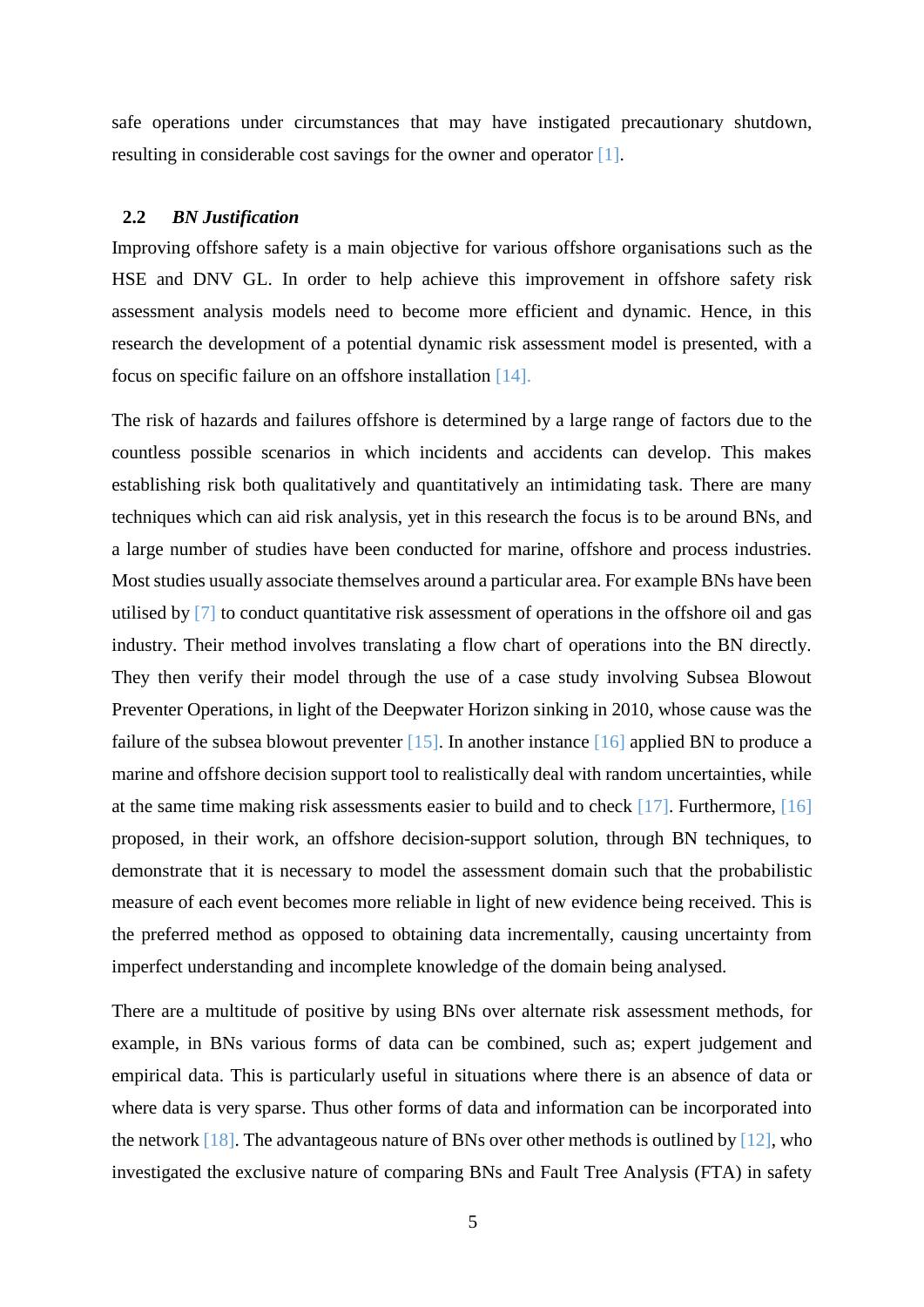safe operations under circumstances that may have instigated precautionary shutdown, resulting in considerable cost savings for the owner and operator [1].

### 2.2 *BN Justification*

Improving offshore safety is a main objective for various offshore organisations such as the HSE and DNV GL. In order to help achieve this improvement in offshore safety risk assessment analysis models need to become more efficient and dynamic. Hence, in this research the development of a potential dynamic risk assessment model is presented, with a focus on specific failure on an offshore installation [14].

The risk of hazards and failures offshore is determined by a large range of factors due to the countless possible scenarios in which incidents and accidents can develop. This makes establishing risk both qualitatively and quantitatively an intimidating task. There are many techniques which can aid risk analysis, yet in this research the focus is to be around BNs, and a large number of studies have been conducted for marine, offshore and process industries. Most studies usually associate themselves around a particular area. For example BNs have been utilised by [7] to conduct quantitative risk assessment of operations in the offshore oil and gas industry. Their method involves translating a flow chart of operations into the BN directly. They then verify their model through the use of a case study involving Subsea Blowout Preventer Operations, in light of the Deepwater Horizon sinking in 2010, whose cause was the failure of the subsea blowout preventer [15]. In another instance [16] applied BN to produce a marine and offshore decision support tool to realistically deal with random uncertainties, while at the same time making risk assessments easier to build and to check [17]. Furthermore, [16] proposed, in their work, an offshore decision-support solution, through BN techniques, to demonstrate that it is necessary to model the assessment domain such that the probabilistic measure of each event becomes more reliable in light of new evidence being received. This is the preferred method as opposed to obtaining data incrementally, causing uncertainty from imperfect understanding and incomplete knowledge of the domain being analysed.

There are a multitude of positive by using BNs over alternate risk assessment methods, for example, in BNs various forms of data can be combined, such as; expert judgement and empirical data. This is particularly useful in situations where there is an absence of data or where data is very sparse. Thus other forms of data and information can be incorporated into the network [18]. The advantageous nature of BNs over other methods is outlined by [12], who investigated the exclusive nature of comparing BNs and Fault Tree Analysis (FTA) in safety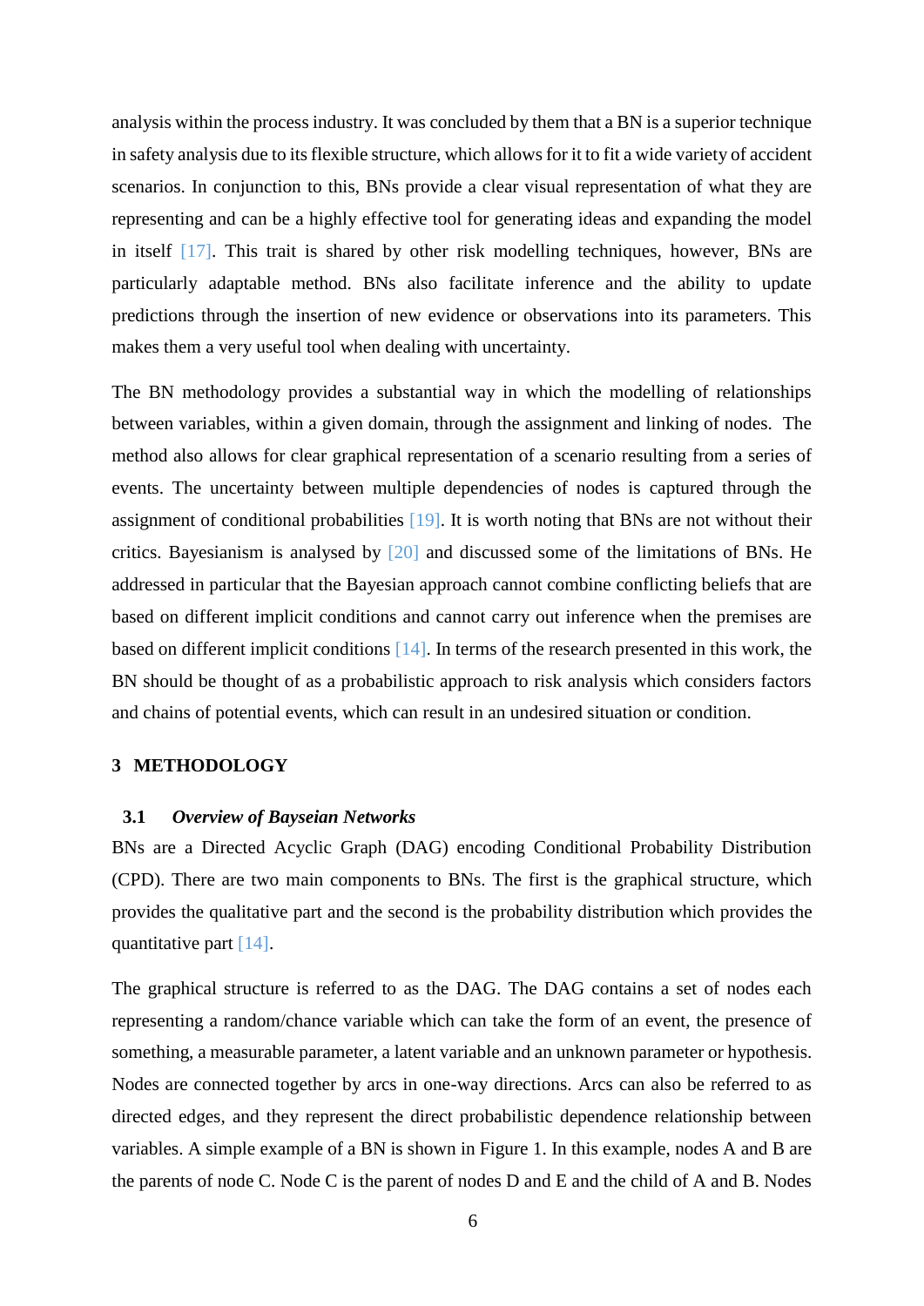analysis within the process industry. It was concluded by them that a BN is a superior technique in safety analysis due to its flexible structure, which allows for it to fit a wide variety of accident scenarios. In conjunction to this, BNs provide a clear visual representation of what they are representing and can be a highly effective tool for generating ideas and expanding the model in itself [17]. This trait is shared by other risk modelling techniques, however, BNs are particularly adaptable method. BNs also facilitate inference and the ability to update predictions through the insertion of new evidence or observations into its parameters. This makes them a very useful tool when dealing with uncertainty.

The BN methodology provides a substantial way in which the modelling of relationships between variables, within a given domain, through the assignment and linking of nodes. The method also allows for clear graphical representation of a scenario resulting from a series of events. The uncertainty between multiple dependencies of nodes is captured through the assignment of conditional probabilities [19]. It is worth noting that BNs are not without their critics. Bayesianism is analysed by [20] and discussed some of the limitations of BNs. He addressed in particular that the Bayesian approach cannot combine conflicting beliefs that are based on different implicit conditions and cannot carry out inference when the premises are based on different implicit conditions [14]. In terms of the research presented in this work, the BN should be thought of as a probabilistic approach to risk analysis which considers factors and chains of potential events, which can result in an undesired situation or condition.

## 3 METHODOLOGY

### 3.1 *Overview of Bayseian Networks*

BNs are a Directed Acyclic Graph (DAG) encoding Conditional Probability Distribution (CPD). There are two main components to BNs. The first is the graphical structure, which provides the qualitative part and the second is the probability distribution which provides the quantitative part [14].

The graphical structure is referred to as the DAG. The DAG contains a set of nodes each representing a random/chance variable which can take the form of an event, the presence of something, a measurable parameter, a latent variable and an unknown parameter or hypothesis. Nodes are connected together by arcs in one-way directions. Arcs can also be referred to as directed edges, and they represent the direct probabilistic dependence relationship between variables. A simple example of a BN is shown in Figure 1. In this example, nodes A and B are the parents of node C. Node C is the parent of nodes D and E and the child of A and B. Nodes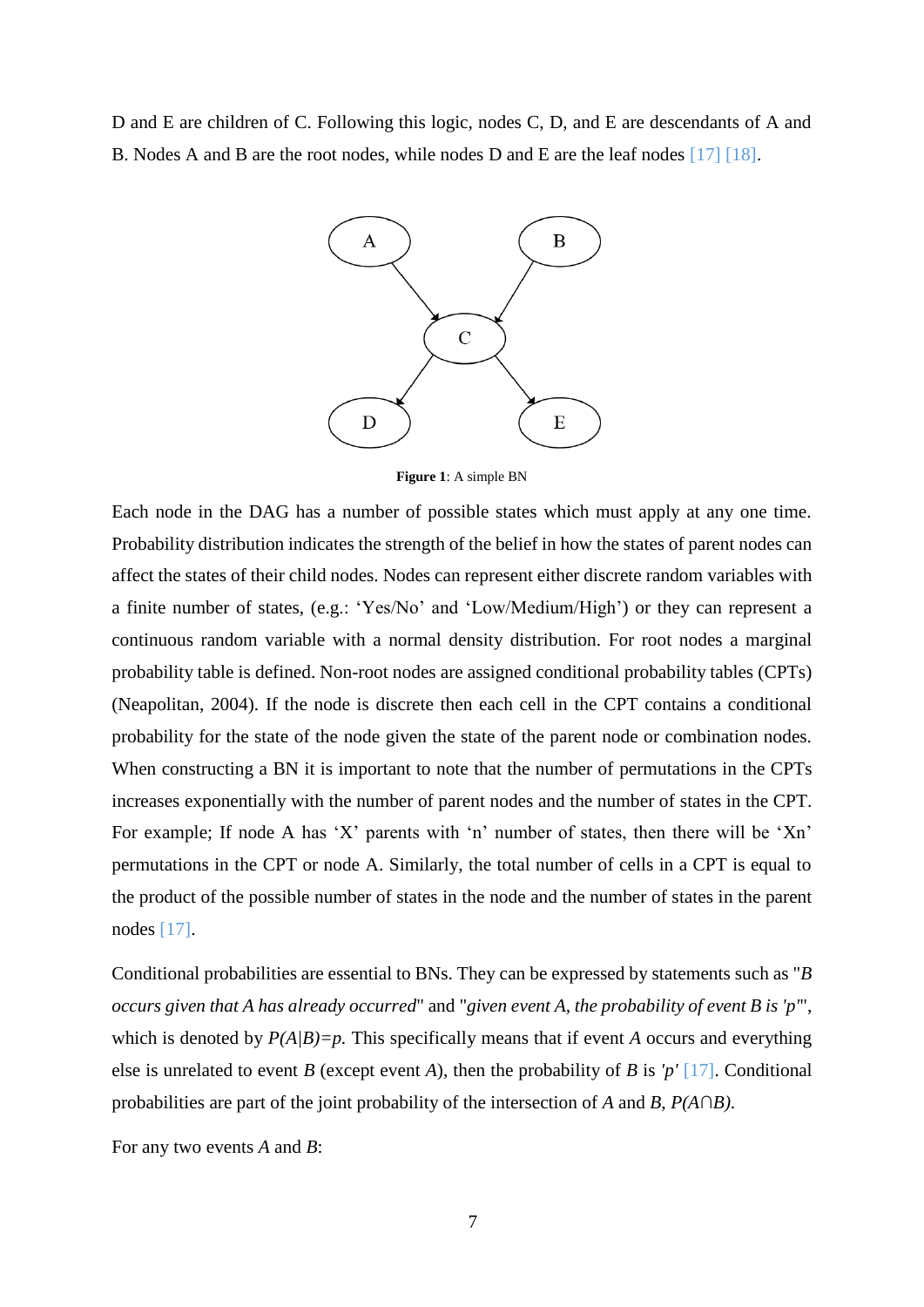D and E are children of C. Following this logic, nodes C, D, and E are descendants of A and B. Nodes A and B are the root nodes, while nodes D and E are the leaf nodes [17] [18].

**Figure 1**: A simple BN

Each node in the DAG has a number of possible states which must apply at any one time. Probability distribution indicates the strength of the belief in how the states of parent nodes can affect the states of their child nodes. Nodes can represent either discrete random variables with a finite number of states, (e.g.: 'Yes/No' and 'Low/Medium/High') or they can represent a continuous random variable with a normal density distribution. For root nodes a marginal probability table is defined. Non-root nodes are assigned conditional probability tables (CPTs) (Neapolitan, 2004). If the node is discrete then each cell in the CPT contains a conditional probability for the state of the node given the state of the parent node or combination nodes. When constructing a BN it is important to note that the number of permutations in the CPTs increases exponentially with the number of parent nodes and the number of states in the CPT. For example; If node A has 'X' parents with 'n' number of states, then there will be 'Xn' permutations in the CPT or node A. Similarly, the total number of cells in a CPT is equal to the product of the possible number of states in the node and the number of states in the parent nodes [17].

Conditional probabilities are essential to BNs. They can be expressed by statements such as "*B occurs given that A has already occurred*" and "*given event A, the probability of event B is 'p'*", which is denoted by $P(A|B)=p$. This specifically means that if event *A* occurs and everything else is unrelated to event *B* (except event *A*), then the probability of *B* is *'p'* [17]. Conditional probabilities are part of the joint probability of the intersection of *A* and *B*, $P(A \cap B)$.

For any two events *A* and *B*: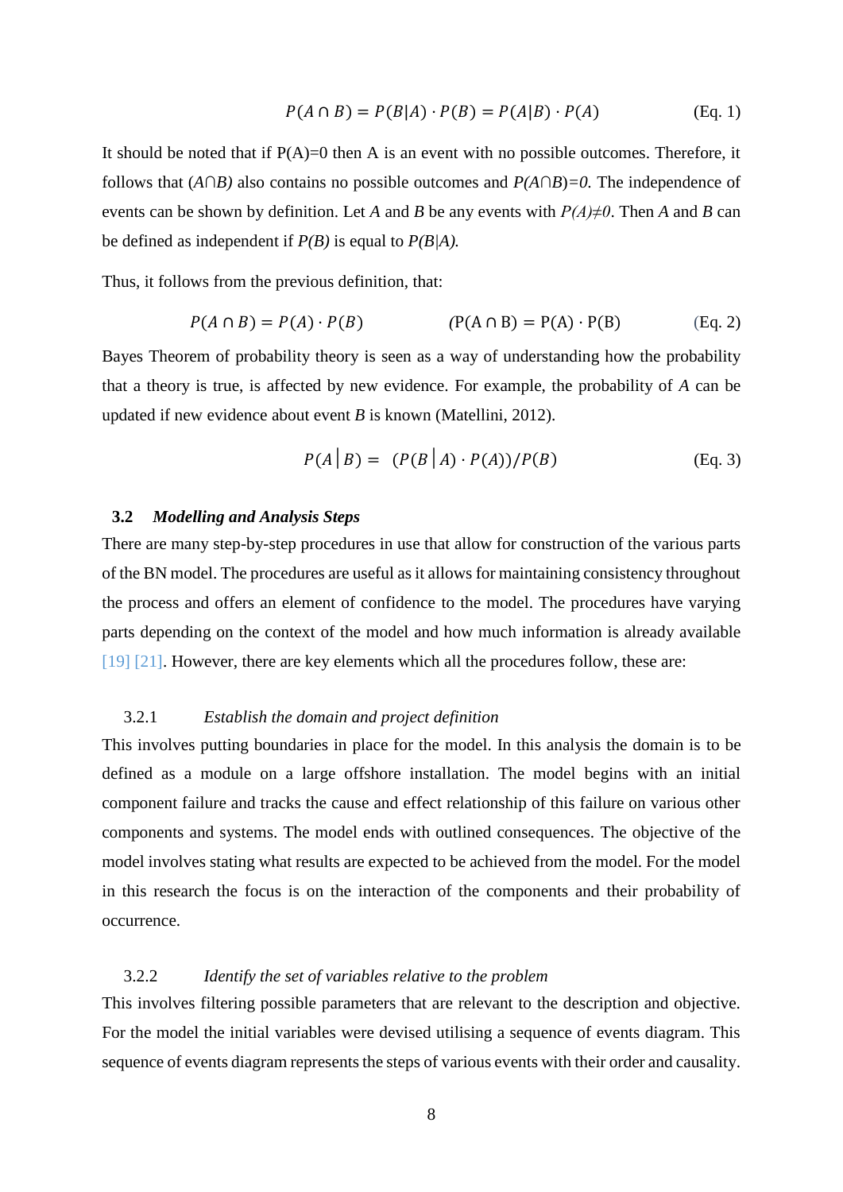$$P(A \cap B) = P(B|A) \cdot P(B) = P(A|B) \cdot P(A) \quad \text{(Eq. 1)}$$

It should be noted that if P(A)=0 then A is an event with no possible outcomes. Therefore, it follows that *(A∩B)* also contains no possible outcomes and *P(A∩B)=0.* The independence of events can be shown by definition. Let *A* and *B* be any events with *P(A)≠0*. Then *A* and *B* can be defined as independent if *P(B)* is equal to *P(B|A).*

Thus, it follows from the previous definition, that:

$$P(A \cap B) = P(A) \cdot P(B) \qquad (\mathrm{P(A \cap B) = P(A) \cdot P(B)} \quad \text{(Eq. 2)}$$

Bayes Theorem of probability theory is seen as a way of understanding how the probability that a theory is true, is affected by new evidence. For example, the probability of *A* can be updated if new evidence about event *B* is known (Matellini, 2012).

$$P(A|B) = (P(B|A) \cdot P(A))/P(B) \quad \text{(Eq. 3)}$$

## 3.2 *Modelling and Analysis Steps*

There are many step-by-step procedures in use that allow for construction of the various parts of the BN model. The procedures are useful as it allows for maintaining consistency throughout the process and offers an element of confidence to the model. The procedures have varying parts depending on the context of the model and how much information is already available [19] [21]. However, there are key elements which all the procedures follow, these are:

### 3.2.1 *Establish the domain and project definition*

This involves putting boundaries in place for the model. In this analysis the domain is to be defined as a module on a large offshore installation. The model begins with an initial component failure and tracks the cause and effect relationship of this failure on various other components and systems. The model ends with outlined consequences. The objective of the model involves stating what results are expected to be achieved from the model. For the model in this research the focus is on the interaction of the components and their probability of occurrence.

### 3.2.2 *Identify the set of variables relative to the problem*

This involves filtering possible parameters that are relevant to the description and objective. For the model the initial variables were devised utilising a sequence of events diagram. This sequence of events diagram represents the steps of various events with their order and causality.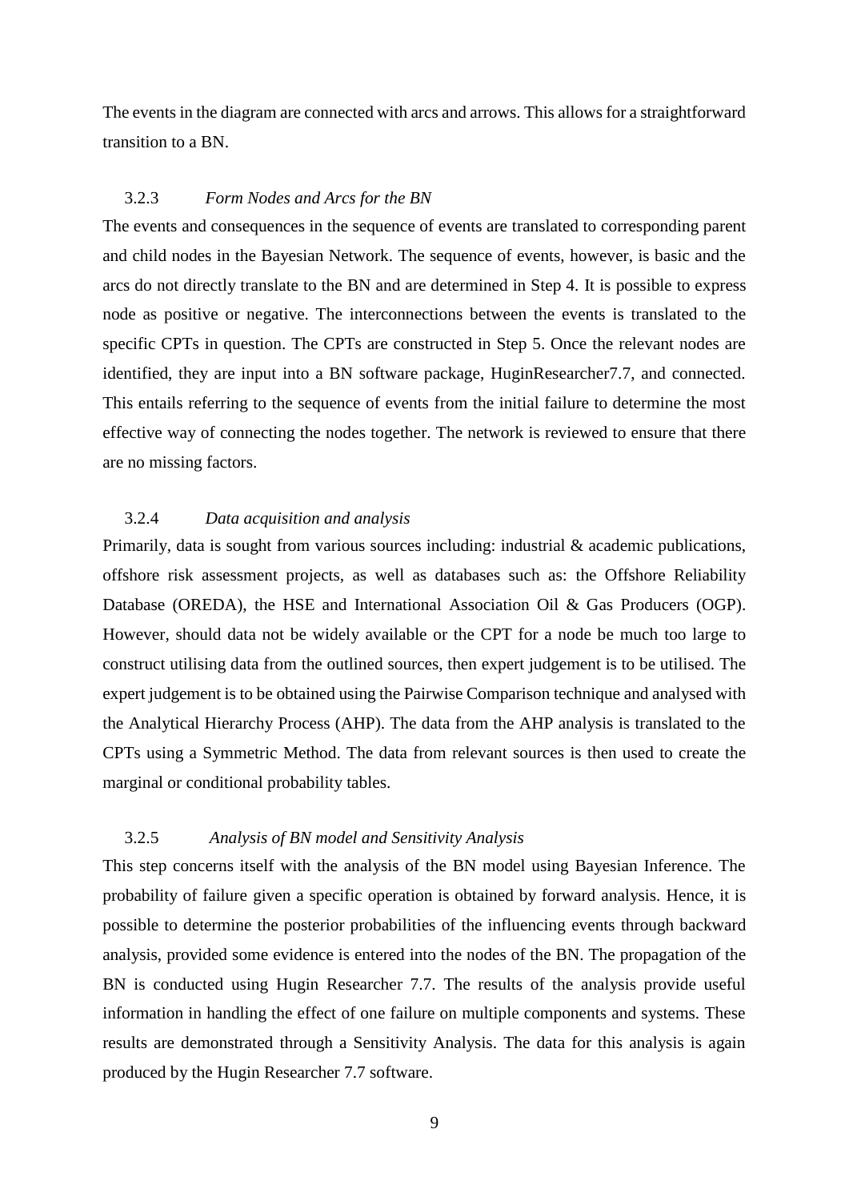The events in the diagram are connected with arcs and arrows. This allows for a straightforward transition to a BN.

### 3.2.3 *Form Nodes and Arcs for the BN*

The events and consequences in the sequence of events are translated to corresponding parent and child nodes in the Bayesian Network. The sequence of events, however, is basic and the arcs do not directly translate to the BN and are determined in Step 4. It is possible to express node as positive or negative. The interconnections between the events is translated to the specific CPTs in question. The CPTs are constructed in Step 5. Once the relevant nodes are identified, they are input into a BN software package, HuginResearcher7.7, and connected. This entails referring to the sequence of events from the initial failure to determine the most effective way of connecting the nodes together. The network is reviewed to ensure that there are no missing factors.

### 3.2.4 *Data acquisition and analysis*

Primarily, data is sought from various sources including: industrial & academic publications, offshore risk assessment projects, as well as databases such as: the Offshore Reliability Database (OREDA), the HSE and International Association Oil & Gas Producers (OGP). However, should data not be widely available or the CPT for a node be much too large to construct utilising data from the outlined sources, then expert judgement is to be utilised. The expert judgement is to be obtained using the Pairwise Comparison technique and analysed with the Analytical Hierarchy Process (AHP). The data from the AHP analysis is translated to the CPTs using a Symmetric Method. The data from relevant sources is then used to create the marginal or conditional probability tables.

### 3.2.5 *Analysis of BN model and Sensitivity Analysis*

This step concerns itself with the analysis of the BN model using Bayesian Inference. The probability of failure given a specific operation is obtained by forward analysis. Hence, it is possible to determine the posterior probabilities of the influencing events through backward analysis, provided some evidence is entered into the nodes of the BN. The propagation of the BN is conducted using Hugin Researcher 7.7. The results of the analysis provide useful information in handling the effect of one failure on multiple components and systems. These results are demonstrated through a Sensitivity Analysis. The data for this analysis is again produced by the Hugin Researcher 7.7 software.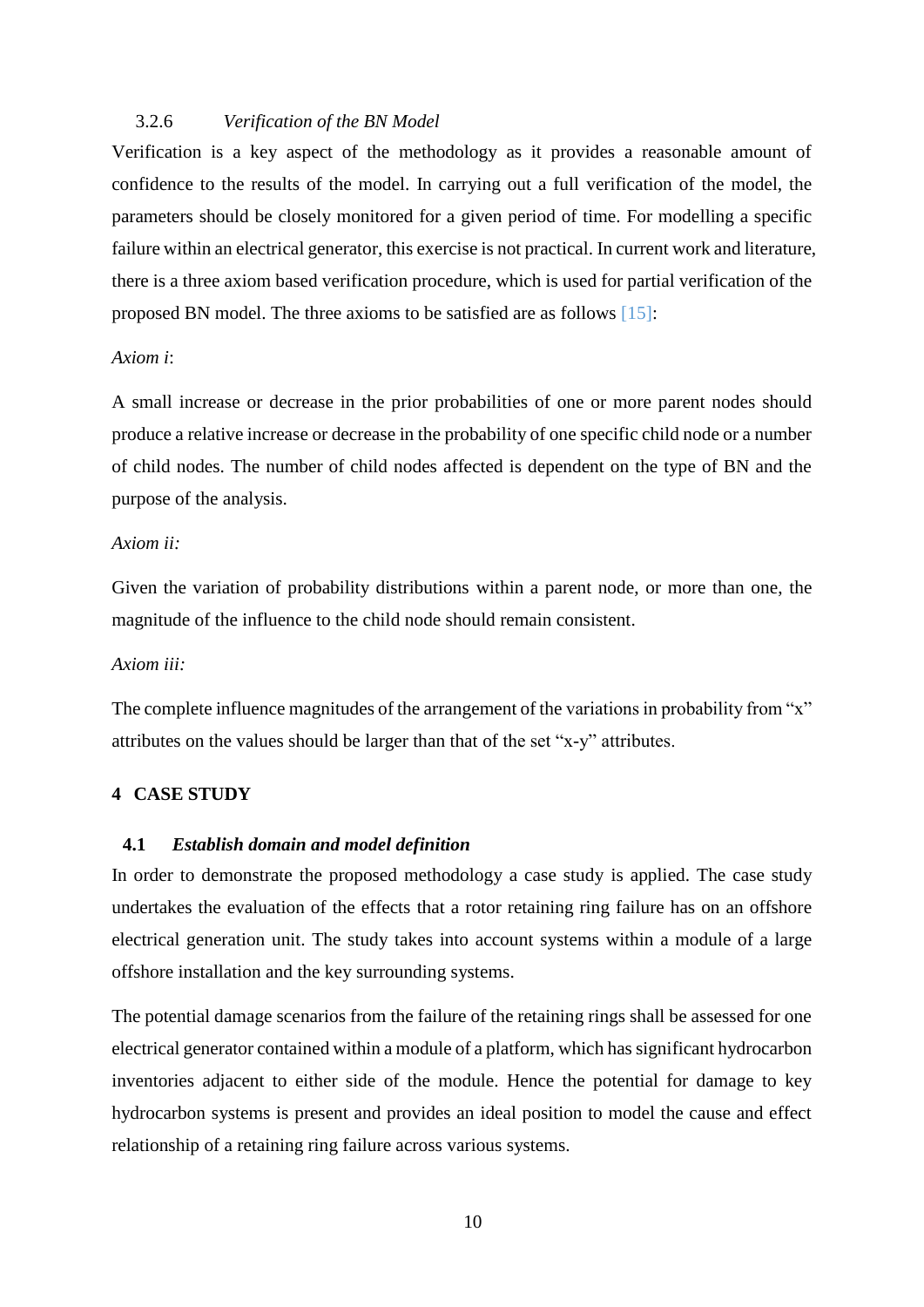### 3.2.6 *Verification of the BN Model*

Verification is a key aspect of the methodology as it provides a reasonable amount of confidence to the results of the model. In carrying out a full verification of the model, the parameters should be closely monitored for a given period of time. For modelling a specific failure within an electrical generator, this exercise is not practical. In current work and literature, there is a three axiom based verification procedure, which is used for partial verification of the proposed BN model. The three axioms to be satisfied are as follows [15]:

*Axiom i*:

A small increase or decrease in the prior probabilities of one or more parent nodes should produce a relative increase or decrease in the probability of one specific child node or a number of child nodes. The number of child nodes affected is dependent on the type of BN and the purpose of the analysis.

*Axiom ii:*

Given the variation of probability distributions within a parent node, or more than one, the magnitude of the influence to the child node should remain consistent.

*Axiom iii:*

The complete influence magnitudes of the arrangement of the variations in probability from "x" attributes on the values should be larger than that of the set "x-y" attributes.

# 4 CASE STUDY

## 4.1 *Establish domain and model definition*

In order to demonstrate the proposed methodology a case study is applied. The case study undertakes the evaluation of the effects that a rotor retaining ring failure has on an offshore electrical generation unit. The study takes into account systems within a module of a large offshore installation and the key surrounding systems.

The potential damage scenarios from the failure of the retaining rings shall be assessed for one electrical generator contained within a module of a platform, which has significant hydrocarbon inventories adjacent to either side of the module. Hence the potential for damage to key hydrocarbon systems is present and provides an ideal position to model the cause and effect relationship of a retaining ring failure across various systems.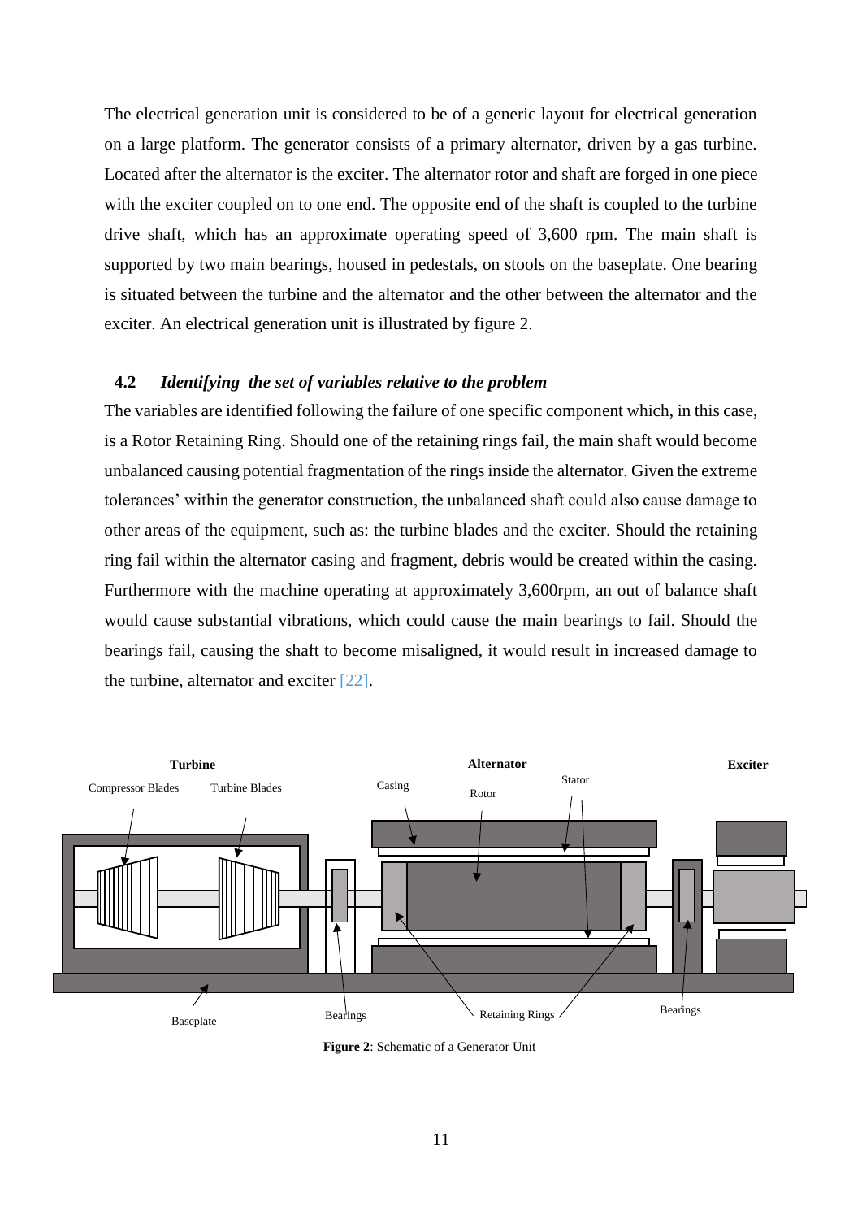The electrical generation unit is considered to be of a generic layout for electrical generation on a large platform. The generator consists of a primary alternator, driven by a gas turbine. Located after the alternator is the exciter. The alternator rotor and shaft are forged in one piece with the exciter coupled on to one end. The opposite end of the shaft is coupled to the turbine drive shaft, which has an approximate operating speed of 3,600 rpm. The main shaft is supported by two main bearings, housed in pedestals, on stools on the baseplate. One bearing is situated between the turbine and the alternator and the other between the alternator and the exciter. An electrical generation unit is illustrated by figure 2.

### 4.2 *Identifying the set of variables relative to the problem*

The variables are identified following the failure of one specific component which, in this case, is a Rotor Retaining Ring. Should one of the retaining rings fail, the main shaft would become unbalanced causing potential fragmentation of the rings inside the alternator. Given the extreme tolerances' within the generator construction, the unbalanced shaft could also cause damage to other areas of the equipment, such as: the turbine blades and the exciter. Should the retaining ring fail within the alternator casing and fragment, debris would be created within the casing. Furthermore with the machine operating at approximately 3,600rpm, an out of balance shaft would cause substantial vibrations, which could cause the main bearings to fail. Should the bearings fail, causing the shaft to become misaligned, it would result in increased damage to the turbine, alternator and exciter [22].

**Figure 2**: Schematic of a Generator Unit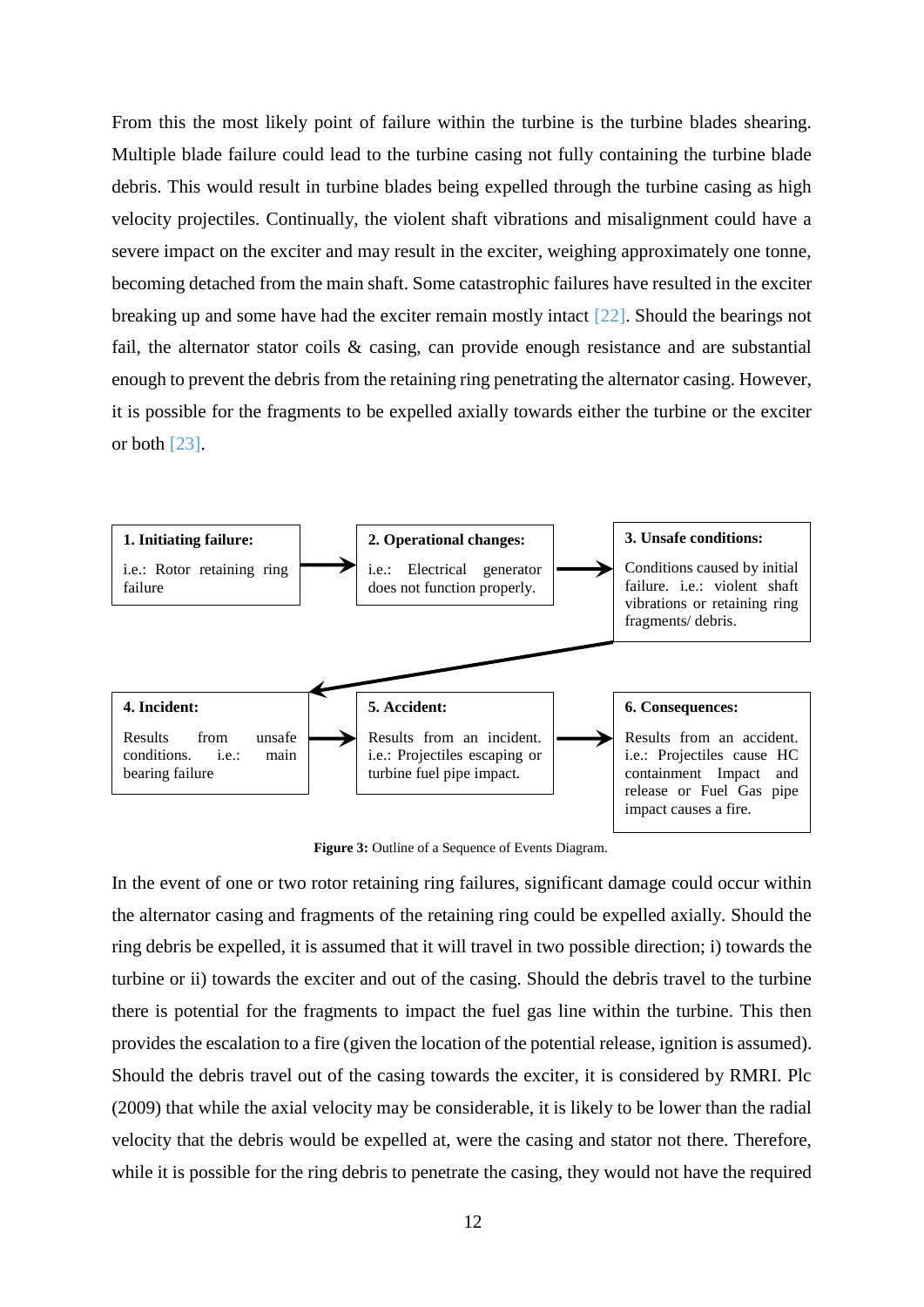From this the most likely point of failure within the turbine is the turbine blades shearing. Multiple blade failure could lead to the turbine casing not fully containing the turbine blade debris. This would result in turbine blades being expelled through the turbine casing as high velocity projectiles. Continually, the violent shaft vibrations and misalignment could have a severe impact on the exciter and may result in the exciter, weighing approximately one tonne, becoming detached from the main shaft. Some catastrophic failures have resulted in the exciter breaking up and some have had the exciter remain mostly intact [22]. Should the bearings not fail, the alternator stator coils & casing, can provide enough resistance and are substantial enough to prevent the debris from the retaining ring penetrating the alternator casing. However, it is possible for the fragments to be expelled axially towards either the turbine or the exciter or both [23].

**1. Initiating failure:**
i.e.: Rotor retaining ring failure

→ **2. Operational changes:**
i.e.: Electrical generator does not function properly.

→ **3. Unsafe conditions:**
Conditions caused by initial failure. i.e.: violent shaft vibrations or retaining ring fragments/ debris.

→ **4. Incident:**
Results from unsafe conditions. i.e.: main bearing failure

→ **5. Accident:**
Results from an incident. i.e.: Projectiles escaping or turbine fuel pipe impact.

→ **6. Consequences:**
Results from an accident. i.e.: Projectiles cause HC containment Impact and release or Fuel Gas pipe impact causes a fire.

**Figure 3:** Outline of a Sequence of Events Diagram.

In the event of one or two rotor retaining ring failures, significant damage could occur within the alternator casing and fragments of the retaining ring could be expelled axially. Should the ring debris be expelled, it is assumed that it will travel in two possible direction; i) towards the turbine or ii) towards the exciter and out of the casing. Should the debris travel to the turbine there is potential for the fragments to impact the fuel gas line within the turbine. This then provides the escalation to a fire (given the location of the potential release, ignition is assumed). Should the debris travel out of the casing towards the exciter, it is considered by RMRI. Plc (2009) that while the axial velocity may be considerable, it is likely to be lower than the radial velocity that the debris would be expelled at, were the casing and stator not there. Therefore, while it is possible for the ring debris to penetrate the casing, they would not have the required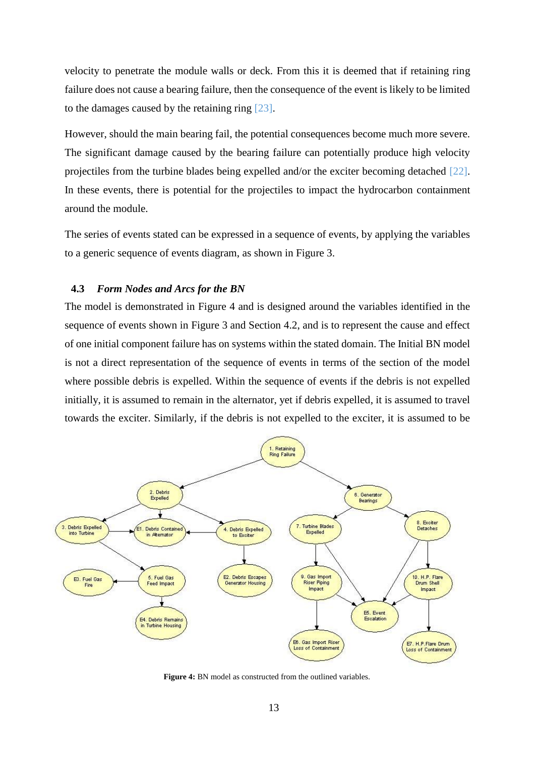velocity to penetrate the module walls or deck. From this it is deemed that if retaining ring failure does not cause a bearing failure, then the consequence of the event is likely to be limited to the damages caused by the retaining ring [23].

However, should the main bearing fail, the potential consequences become much more severe. The significant damage caused by the bearing failure can potentially produce high velocity projectiles from the turbine blades being expelled and/or the exciter becoming detached [22]. In these events, there is potential for the projectiles to impact the hydrocarbon containment around the module.

The series of events stated can be expressed in a sequence of events, by applying the variables to a generic sequence of events diagram, as shown in Figure 3.

### 4.3 *Form Nodes and Arcs for the BN*

The model is demonstrated in Figure 4 and is designed around the variables identified in the sequence of events shown in Figure 3 and Section 4.2, and is to represent the cause and effect of one initial component failure has on systems within the stated domain. The Initial BN model is not a direct representation of the sequence of events in terms of the section of the model where possible debris is expelled. Within the sequence of events if the debris is not expelled initially, it is assumed to remain in the alternator, yet if debris expelled, it is assumed to travel towards the exciter. Similarly, if the debris is not expelled to the exciter, it is assumed to be

**Figure 4:** BN model as constructed from the outlined variables.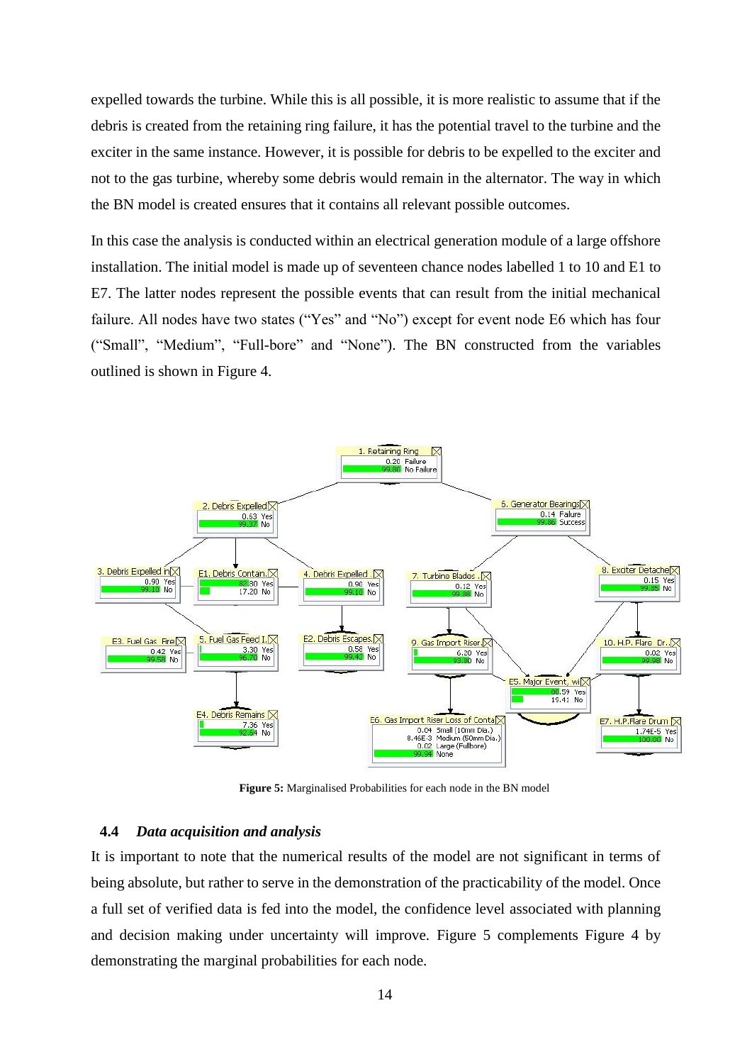expelled towards the turbine. While this is all possible, it is more realistic to assume that if the debris is created from the retaining ring failure, it has the potential travel to the turbine and the exciter in the same instance. However, it is possible for debris to be expelled to the exciter and not to the gas turbine, whereby some debris would remain in the alternator. The way in which the BN model is created ensures that it contains all relevant possible outcomes.

In this case the analysis is conducted within an electrical generation module of a large offshore installation. The initial model is made up of seventeen chance nodes labelled 1 to 10 and E1 to E7. The latter nodes represent the possible events that can result from the initial mechanical failure. All nodes have two states ("Yes" and "No") except for event node E6 which has four ("Small", "Medium", "Full-bore" and "None"). The BN constructed from the variables outlined is shown in Figure 4.

**Figure 5:** Marginalised Probabilities for each node in the BN model

## 4.4 *Data acquisition and analysis*

It is important to note that the numerical results of the model are not significant in terms of being absolute, but rather to serve in the demonstration of the practicability of the model. Once a full set of verified data is fed into the model, the confidence level associated with planning and decision making under uncertainty will improve. Figure 5 complements Figure 4 by demonstrating the marginal probabilities for each node.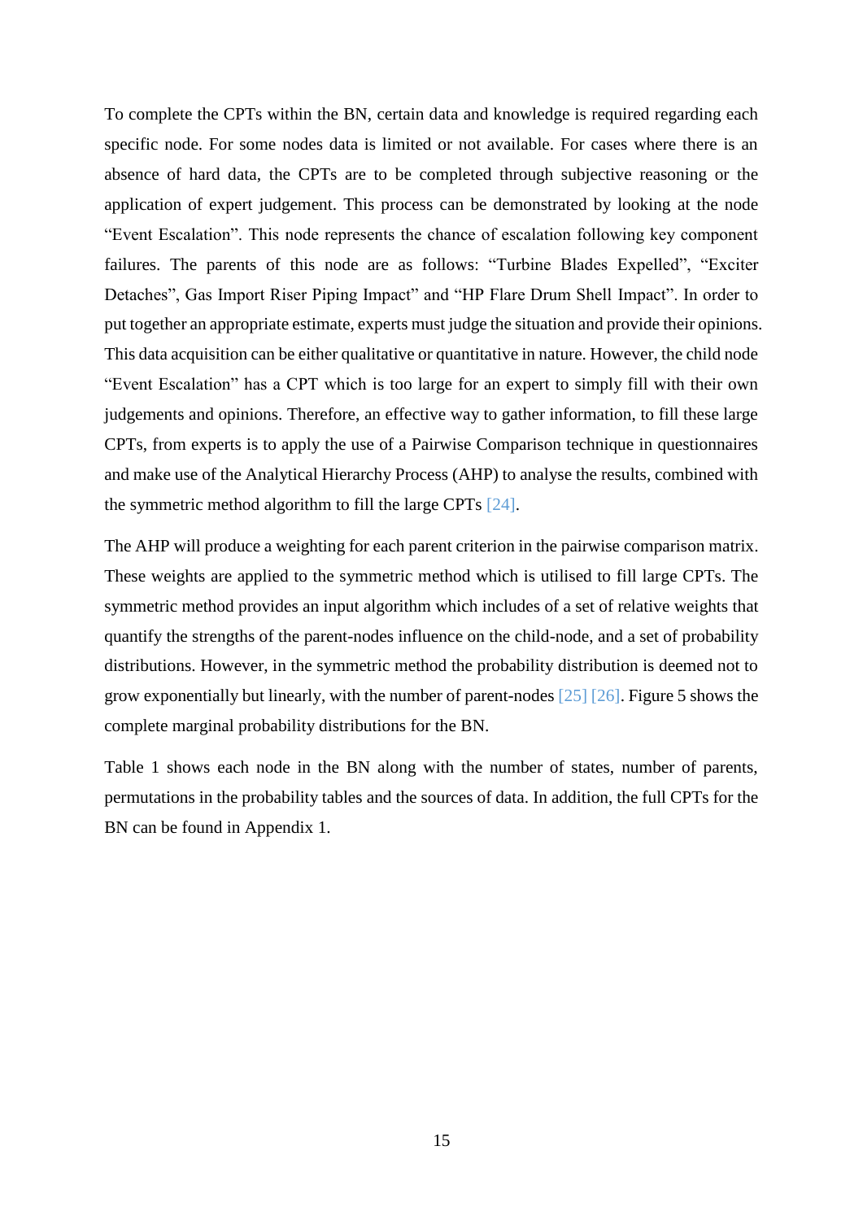To complete the CPTs within the BN, certain data and knowledge is required regarding each specific node. For some nodes data is limited or not available. For cases where there is an absence of hard data, the CPTs are to be completed through subjective reasoning or the application of expert judgement. This process can be demonstrated by looking at the node "Event Escalation". This node represents the chance of escalation following key component failures. The parents of this node are as follows: "Turbine Blades Expelled", "Exciter Detaches", Gas Import Riser Piping Impact" and "HP Flare Drum Shell Impact". In order to put together an appropriate estimate, experts must judge the situation and provide their opinions. This data acquisition can be either qualitative or quantitative in nature. However, the child node "Event Escalation" has a CPT which is too large for an expert to simply fill with their own judgements and opinions. Therefore, an effective way to gather information, to fill these large CPTs, from experts is to apply the use of a Pairwise Comparison technique in questionnaires and make use of the Analytical Hierarchy Process (AHP) to analyse the results, combined with the symmetric method algorithm to fill the large CPTs [24].

The AHP will produce a weighting for each parent criterion in the pairwise comparison matrix. These weights are applied to the symmetric method which is utilised to fill large CPTs. The symmetric method provides an input algorithm which includes of a set of relative weights that quantify the strengths of the parent-nodes influence on the child-node, and a set of probability distributions. However, in the symmetric method the probability distribution is deemed not to grow exponentially but linearly, with the number of parent-nodes [25] [26]. Figure 5 shows the complete marginal probability distributions for the BN.

Table 1 shows each node in the BN along with the number of states, number of parents, permutations in the probability tables and the sources of data. In addition, the full CPTs for the BN can be found in Appendix 1.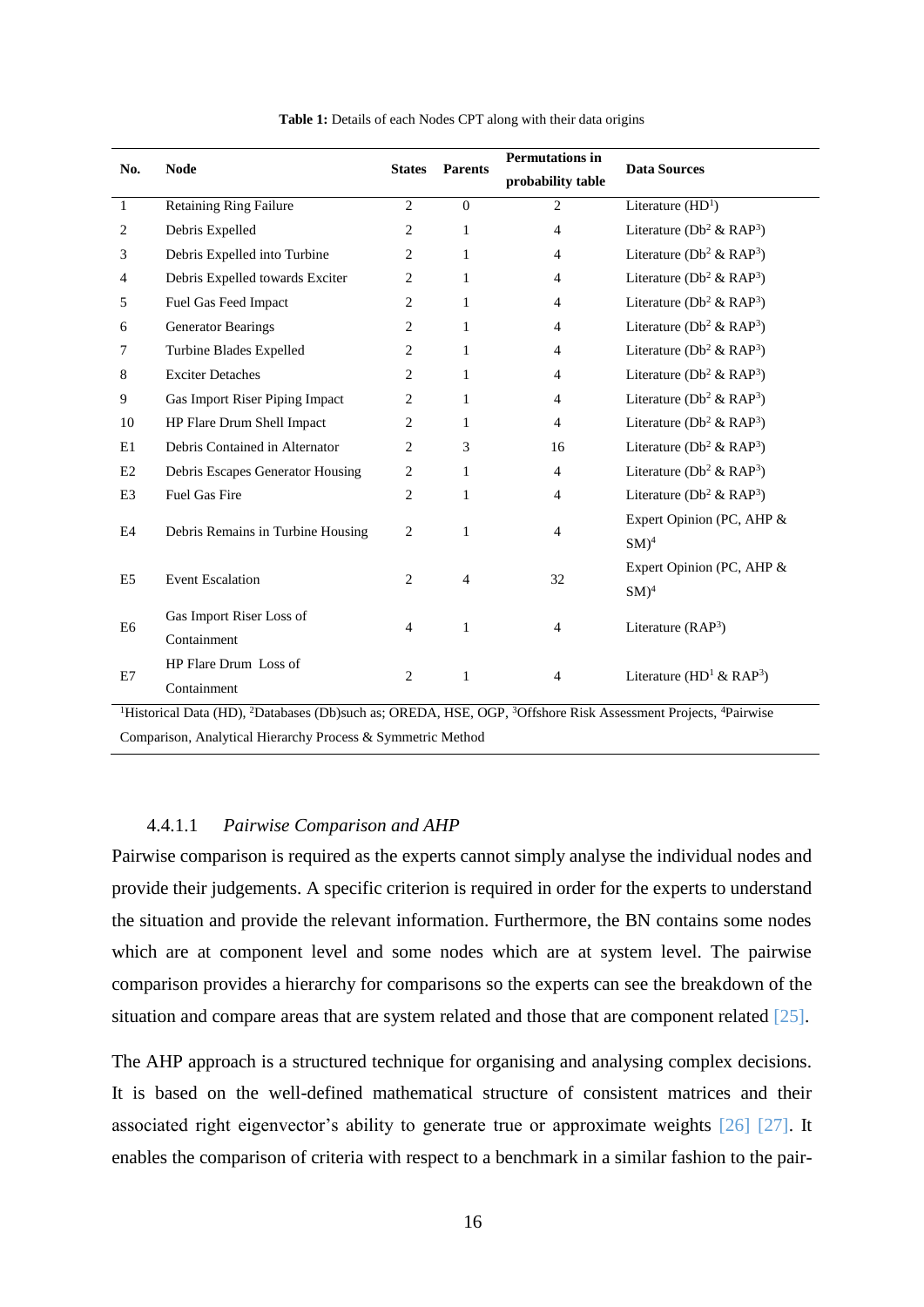**Table 1:** Details of each Nodes CPT along with their data origins

| No. | Node | States | Parents | Permutations in probability table | Data Sources |
|---|---|---|---|---|---|
| 1 | Retaining Ring Failure | 2 | 0 | 2 | Literature (HD[1]) |
| 2 | Debris Expelled | 2 | 1 | 4 | Literature (Db[2] & RAP[3]) |
| 3 | Debris Expelled into Turbine | 2 | 1 | 4 | Literature (Db[2] & RAP[3]) |
| 4 | Debris Expelled towards Exciter | 2 | 1 | 4 | Literature (Db[2] & RAP[3]) |
| 5 | Fuel Gas Feed Impact | 2 | 1 | 4 | Literature (Db[2] & RAP[3]) |
| 6 | Generator Bearings | 2 | 1 | 4 | Literature (Db[2] & RAP[3]) |
| 7 | Turbine Blades Expelled | 2 | 1 | 4 | Literature (Db[2] & RAP[3]) |
| 8 | Exciter Detaches | 2 | 1 | 4 | Literature (Db[2] & RAP[3]) |
| 9 | Gas Import Riser Piping Impact | 2 | 1 | 4 | Literature (Db[2] & RAP[3]) |
| 10 | HP Flare Drum Shell Impact | 2 | 1 | 4 | Literature (Db[2] & RAP[3]) |
| E1 | Debris Contained in Alternator | 2 | 3 | 16 | Literature (Db[2] & RAP[3]) |
| E2 | Debris Escapes Generator Housing | 2 | 1 | 4 | Literature (Db[2] & RAP[3]) |
| E3 | Fuel Gas Fire | 2 | 1 | 4 | Literature (Db[2] & RAP[3]) |
| E4 | Debris Remains in Turbine Housing | 2 | 1 | 4 | Expert Opinion (PC, AHP & SM)[4] |
| E5 | Event Escalation | 2 | 4 | 32 | Expert Opinion (PC, AHP & SM)[4] |
| E6 | Gas Import Riser Loss of Containment | 4 | 1 | 4 | Literature (RAP[3]) |
| E7 | HP Flare Drum Loss of Containment | 2 | 1 | 4 | Literature (HD[1] & RAP[3]) |

[1]Historical Data (HD), [2]Databases (Db)such as; OREDA, HSE, OGP, [3]Offshore Risk Assessment Projects, [4]Pairwise Comparison, Analytical Hierarchy Process & Symmetric Method

#### 4.4.1.1 *Pairwise Comparison and AHP*

Pairwise comparison is required as the experts cannot simply analyse the individual nodes and provide their judgements. A specific criterion is required in order for the experts to understand the situation and provide the relevant information. Furthermore, the BN contains some nodes which are at component level and some nodes which are at system level. The pairwise comparison provides a hierarchy for comparisons so the experts can see the breakdown of the situation and compare areas that are system related and those that are component related [25].

The AHP approach is a structured technique for organising and analysing complex decisions. It is based on the well-defined mathematical structure of consistent matrices and their associated right eigenvector's ability to generate true or approximate weights [26] [27]. It enables the comparison of criteria with respect to a benchmark in a similar fashion to the pair-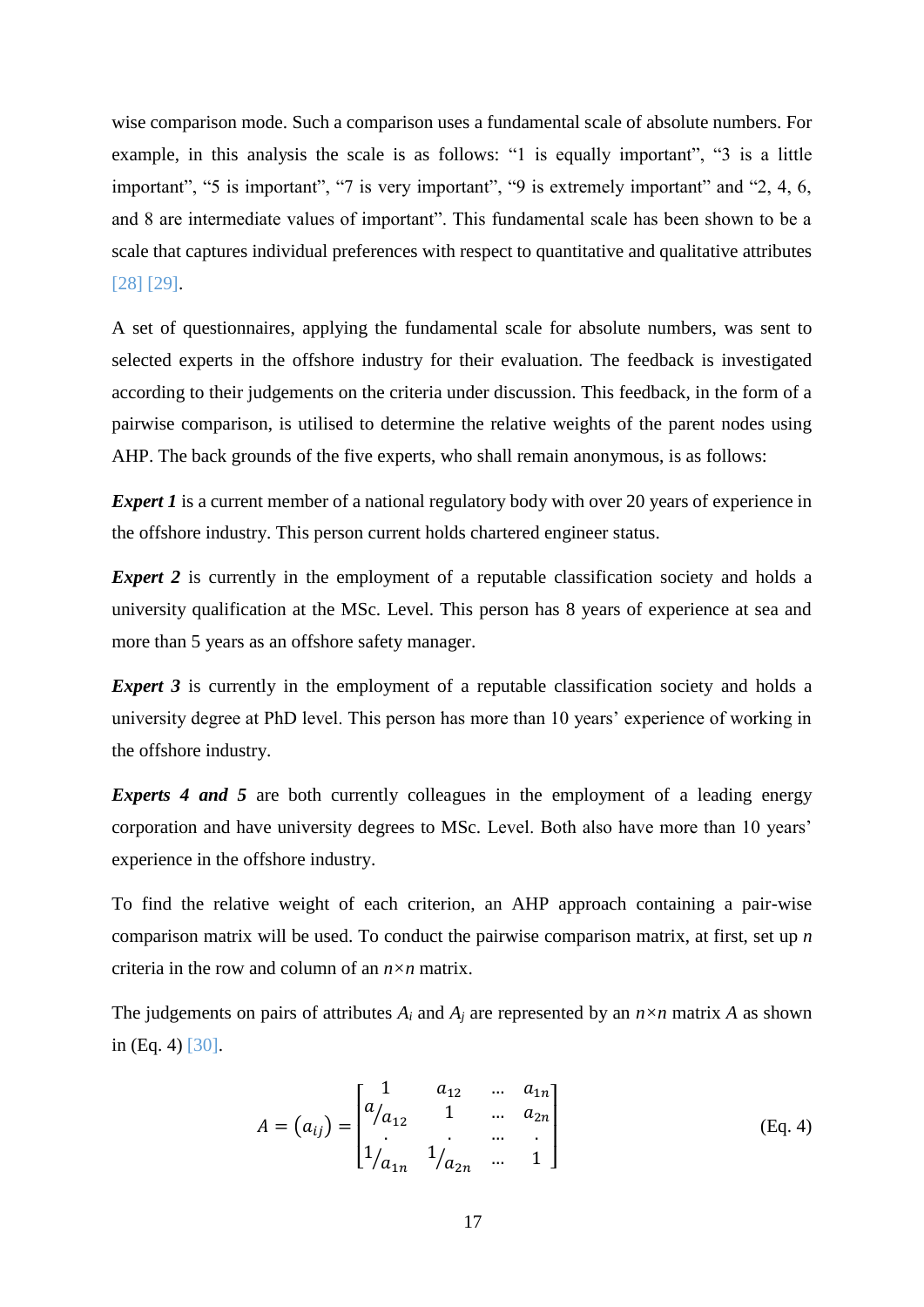wise comparison mode. Such a comparison uses a fundamental scale of absolute numbers. For example, in this analysis the scale is as follows: "1 is equally important", "3 is a little important", "5 is important", "7 is very important", "9 is extremely important" and "2, 4, 6, and 8 are intermediate values of important". This fundamental scale has been shown to be a scale that captures individual preferences with respect to quantitative and qualitative attributes [28] [29].

A set of questionnaires, applying the fundamental scale for absolute numbers, was sent to selected experts in the offshore industry for their evaluation. The feedback is investigated according to their judgements on the criteria under discussion. This feedback, in the form of a pairwise comparison, is utilised to determine the relative weights of the parent nodes using AHP. The back grounds of the five experts, who shall remain anonymous, is as follows:

***Expert 1*** is a current member of a national regulatory body with over 20 years of experience in the offshore industry. This person current holds chartered engineer status.

***Expert 2*** is currently in the employment of a reputable classification society and holds a university qualification at the MSc. Level. This person has 8 years of experience at sea and more than 5 years as an offshore safety manager.

***Expert 3*** is currently in the employment of a reputable classification society and holds a university degree at PhD level. This person has more than 10 years' experience of working in the offshore industry.

***Experts 4 and 5*** are both currently colleagues in the employment of a leading energy corporation and have university degrees to MSc. Level. Both also have more than 10 years' experience in the offshore industry.

To find the relative weight of each criterion, an AHP approach containing a pair-wise comparison matrix will be used. To conduct the pairwise comparison matrix, at first, set up $n$ criteria in the row and column of an $n \times n$ matrix.

The judgements on pairs of attributes $A_i$ and $A_j$ are represented by an $n \times n$ matrix $A$ as shown in (Eq. 4) [30].

$$A = (a_{ij}) = \begin{bmatrix} 1 & a_{12} & \dots & a_{1n} \\ a/a_{12} & 1 & \dots & a_{2n} \\ . & . & \dots & . \\ 1/a_{1n} & 1/a_{2n} & \dots & 1 \end{bmatrix} \quad \text{(Eq. 4)}$$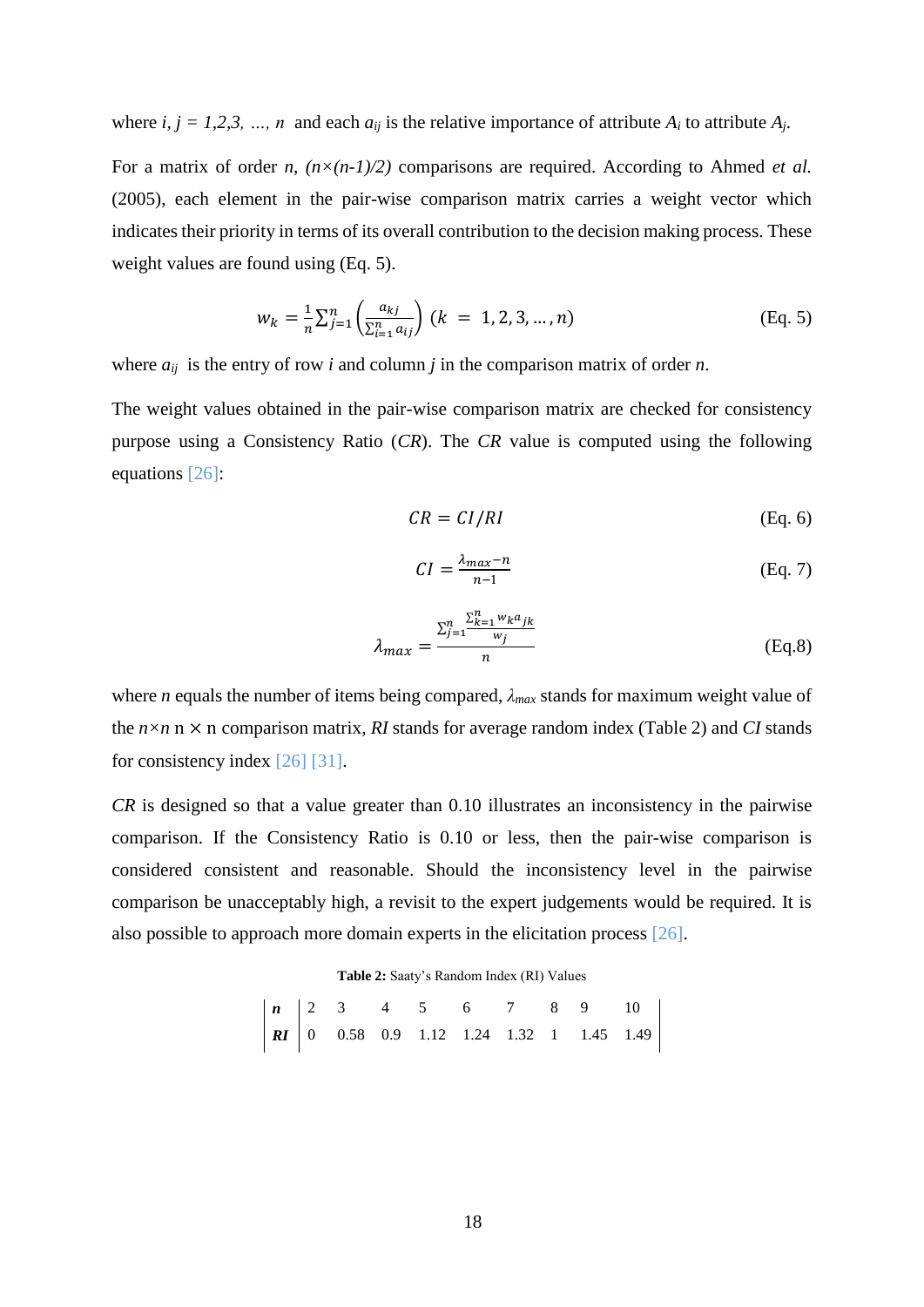where $i, j = 1,2,3, \ldots, n$ and each $a_{ij}$ is the relative importance of attribute $A_i$ to attribute $A_j$.

For a matrix of order $n$, $(n\times(n-1)/2)$ comparisons are required. According to Ahmed *et al.* (2005), each element in the pair-wise comparison matrix carries a weight vector which indicates their priority in terms of its overall contribution to the decision making process. These weight values are found using (Eq. 5).

$$w_k = \frac{1}{n}\sum_{j=1}^{n}\left(\frac{a_{kj}}{\sum_{i=1}^{n} a_{ij}}\right) \; (k \;=\; 1, 2, 3, \ldots, n) \tag{Eq. 5}$$

where $a_{ij}$ is the entry of row $i$ and column $j$ in the comparison matrix of order $n$.

The weight values obtained in the pair-wise comparison matrix are checked for consistency purpose using a Consistency Ratio ($CR$). The $CR$ value is computed using the following equations [26]:

$$CR = CI/RI \tag{Eq. 6}$$

$$CI = \frac{\lambda_{max} - n}{n-1} \tag{Eq. 7}$$

$$\lambda_{max} = \frac{\sum_{j=1}^{n}\frac{\sum_{k=1}^{n} w_k a_{jk}}{w_j}}{n} \tag{Eq.8}$$

where $n$ equals the number of items being compared, $\lambda_{max}$ stands for maximum weight value of the $n\times n$ n × n comparison matrix, $RI$ stands for average random index (Table 2) and $CI$ stands for consistency index [26] [31].

$CR$ is designed so that a value greater than 0.10 illustrates an inconsistency in the pairwise comparison. If the Consistency Ratio is 0.10 or less, then the pair-wise comparison is considered consistent and reasonable. Should the inconsistency level in the pairwise comparison be unacceptably high, a revisit to the expert judgements would be required. It is also possible to approach more domain experts in the elicitation process [26].

**Table 2:** Saaty's Random Index (RI) Values

| ***n*** | 2 | 3 | 4 | 5 | 6 | 7 | 8 | 9 | 10 |
|---|---|---|---|---|---|---|---|---|---|
| ***RI*** | 0 | 0.58 | 0.9 | 1.12 | 1.24 | 1.32 | 1 | 1.45 | 1.49 |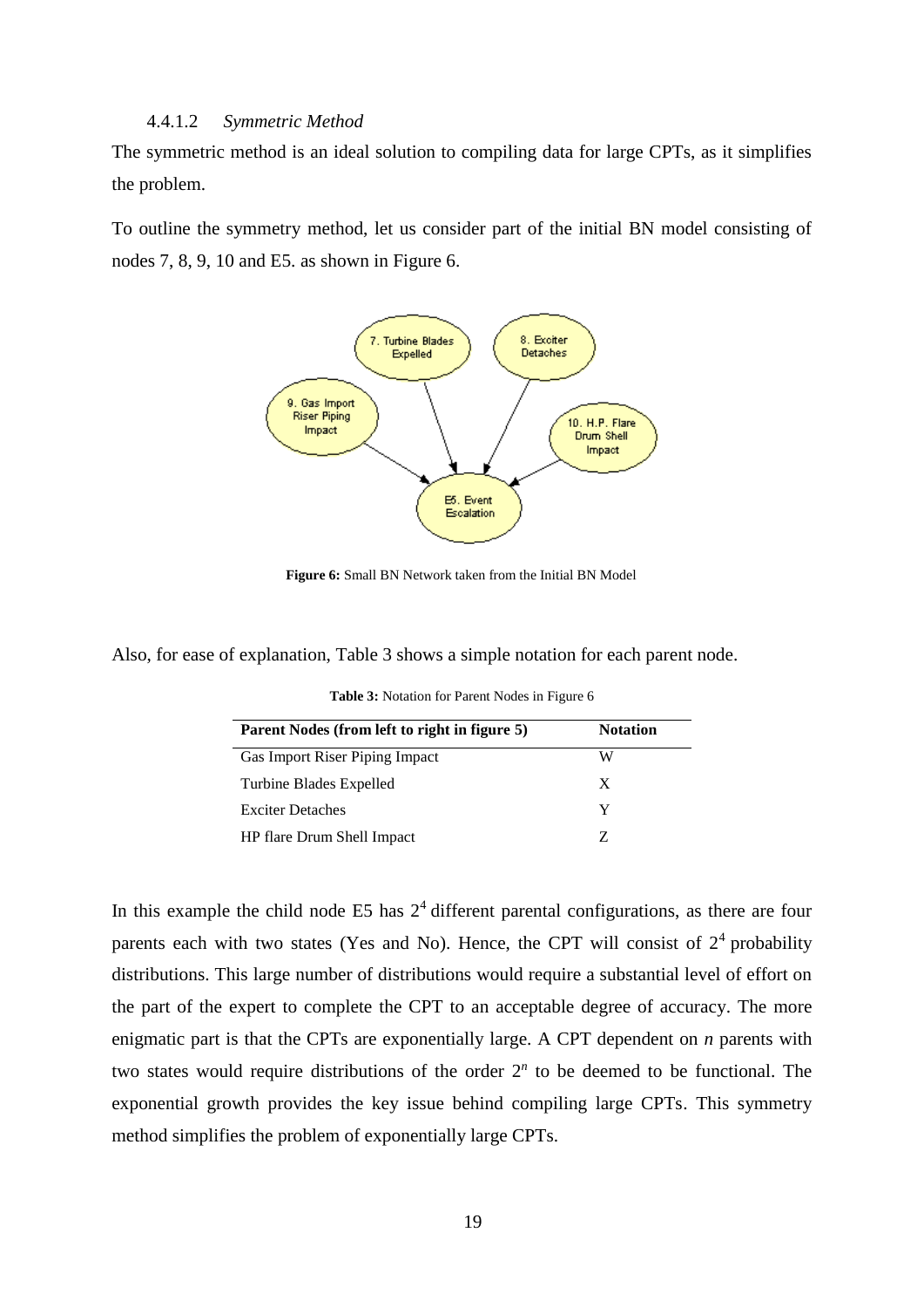#### 4.4.1.2 *Symmetric Method*

The symmetric method is an ideal solution to compiling data for large CPTs, as it simplifies the problem.

To outline the symmetry method, let us consider part of the initial BN model consisting of nodes 7, 8, 9, 10 and E5. as shown in Figure 6.

**Figure 6:** Small BN Network taken from the Initial BN Model

Also, for ease of explanation, Table 3 shows a simple notation for each parent node.

**Table 3:** Notation for Parent Nodes in Figure 6

| Parent Nodes (from left to right in figure 5) | Notation |
|---|---|
| Gas Import Riser Piping Impact | W |
| Turbine Blades Expelled | X |
| Exciter Detaches | Y |
| HP flare Drum Shell Impact | Z |

In this example the child node E5 has $2^4$ different parental configurations, as there are four parents each with two states (Yes and No). Hence, the CPT will consist of $2^4$ probability distributions. This large number of distributions would require a substantial level of effort on the part of the expert to complete the CPT to an acceptable degree of accuracy. The more enigmatic part is that the CPTs are exponentially large. A CPT dependent on $n$ parents with two states would require distributions of the order $2^n$ to be deemed to be functional. The exponential growth provides the key issue behind compiling large CPTs. This symmetry method simplifies the problem of exponentially large CPTs.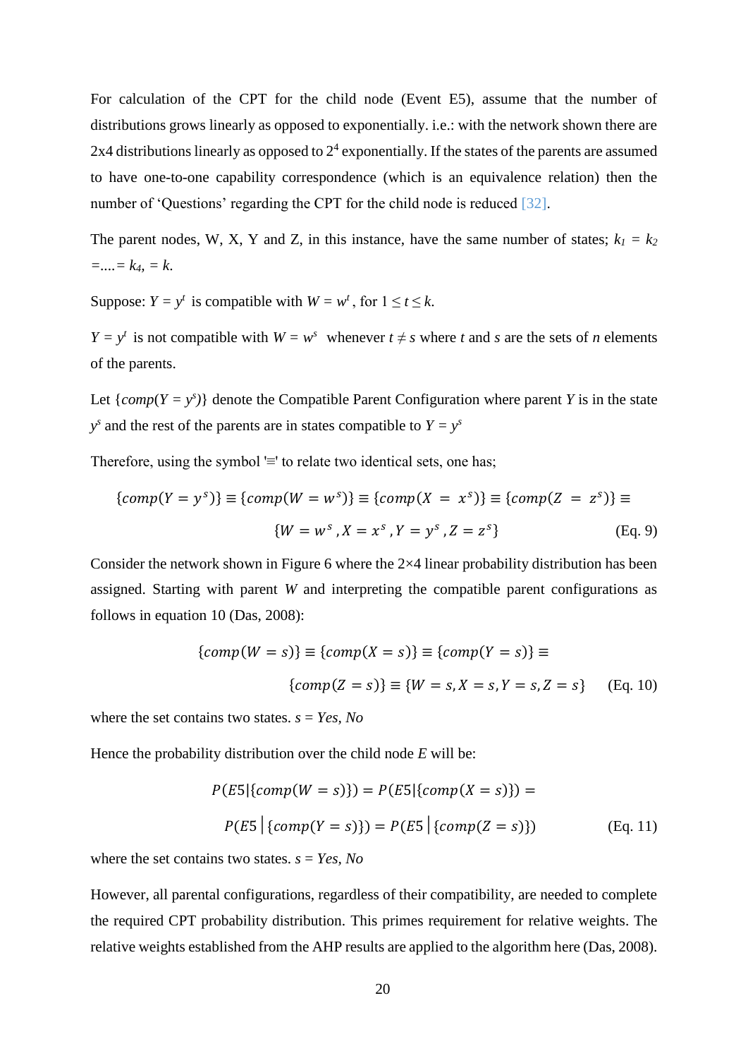For calculation of the CPT for the child node (Event E5), assume that the number of distributions grows linearly as opposed to exponentially. i.e.: with the network shown there are 2x4 distributions linearly as opposed to $2^4$ exponentially. If the states of the parents are assumed to have one-to-one capability correspondence (which is an equivalence relation) then the number of 'Questions' regarding the CPT for the child node is reduced [32].

The parent nodes, W, X, Y and Z, in this instance, have the same number of states; $k_1 = k_2 = .... = k_4, = k$.

Suppose: $Y = y^t$ is compatible with $W = w^t$, for $1 \leq t \leq k$.

$Y = y^t$ is not compatible with $W = w^s$ whenever $t \neq s$ where $t$ and $s$ are the sets of $n$ elements of the parents.

Let $\{comp(Y = y^s)\}$ denote the Compatible Parent Configuration where parent $Y$ is in the state $y^s$ and the rest of the parents are in states compatible to $Y = y^s$

Therefore, using the symbol '≡' to relate two identical sets, one has;

$$\{comp(Y = y^s)\} \equiv \{comp(W = w^s)\} \equiv \{comp(X = x^s)\} \equiv \{comp(Z = z^s)\} \equiv \{W = w^s, X = x^s, Y = y^s, Z = z^s\} \quad \text{(Eq. 9)}$$

Consider the network shown in Figure 6 where the 2×4 linear probability distribution has been assigned. Starting with parent $W$ and interpreting the compatible parent configurations as follows in equation 10 (Das, 2008):

$$\{comp(W = s)\} \equiv \{comp(X = s)\} \equiv \{comp(Y = s)\} \equiv \{comp(Z = s)\} \equiv \{W = s, X = s, Y = s, Z = s\} \quad \text{(Eq. 10)}$$

where the set contains two states. $s$ = *Yes, No*

Hence the probability distribution over the child node $E$ will be:

$$P(E5|\{comp(W = s)\}) = P(E5|\{comp(X = s)\}) = P(E5 \,|\, \{comp(Y = s)\}) = P(E5 \,|\, \{comp(Z = s)\}) \quad \text{(Eq. 11)}$$

where the set contains two states. $s$ = *Yes, No*

However, all parental configurations, regardless of their compatibility, are needed to complete the required CPT probability distribution. This primes requirement for relative weights. The relative weights established from the AHP results are applied to the algorithm here (Das, 2008).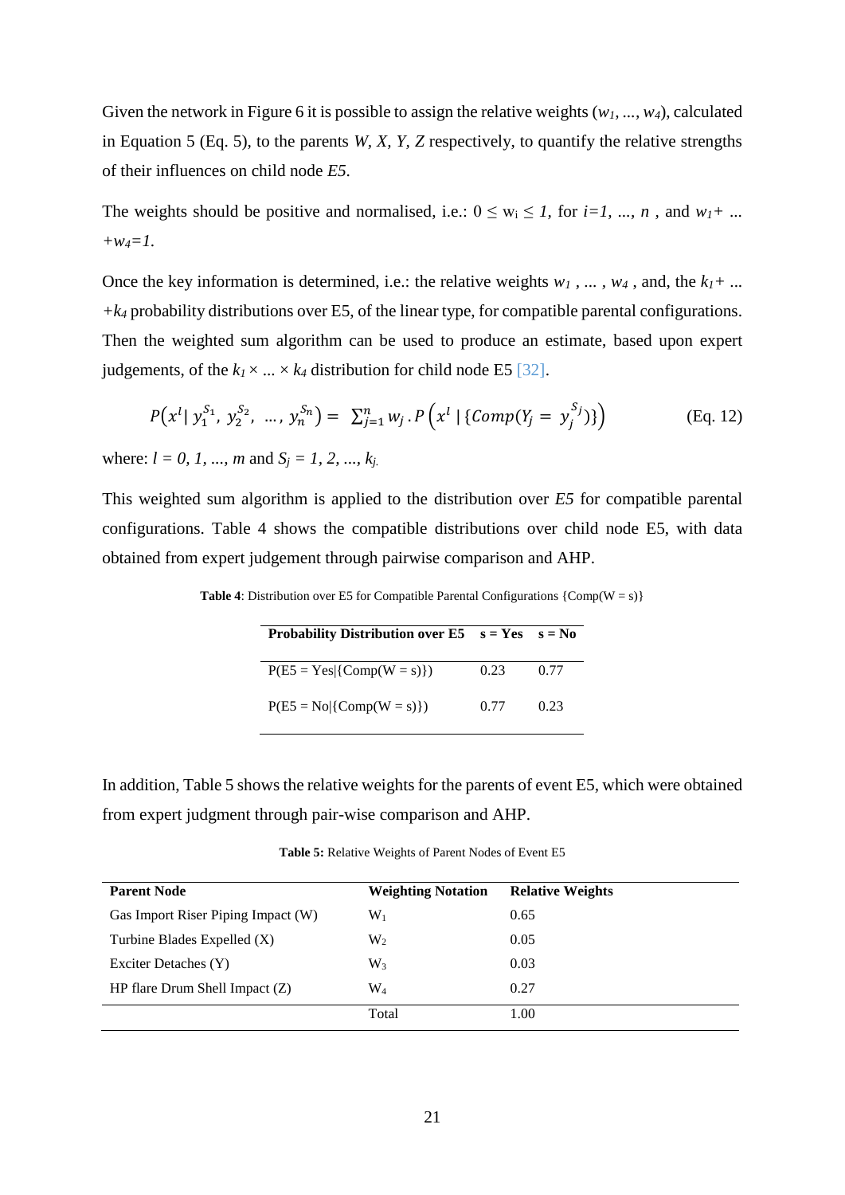Given the network in Figure 6 it is possible to assign the relative weights ($w_1, ..., w_4$), calculated in Equation 5 (Eq. 5), to the parents *W, X, Y, Z* respectively, to quantify the relative strengths of their influences on child node *E5*.

The weights should be positive and normalised, i.e.: $0 \leq w_i \leq 1$, for $i=1, ..., n$ , and $w_1 + ... + w_4 = 1$.

Once the key information is determined, i.e.: the relative weights $w_1$ , ... , $w_4$ , and, the $k_1 + ... + k_4$ probability distributions over E5, of the linear type, for compatible parental configurations. Then the weighted sum algorithm can be used to produce an estimate, based upon expert judgements, of the $k_1 \times ... \times k_4$ distribution for child node E5 [32].

$$P(x^l \mid y_1^{S_1}, y_2^{S_2}, ..., y_n^{S_n}) = \sum_{j=1}^{n} w_j \cdot P\left(x^l \mid \{Comp(Y_j = y_j^{S_j})\}\right) \quad \text{(Eq. 12)}$$

where: $l = 0, 1, ..., m$ and $S_j = 1, 2, ..., k_j$.

This weighted sum algorithm is applied to the distribution over *E5* for compatible parental configurations. Table 4 shows the compatible distributions over child node E5, with data obtained from expert judgement through pairwise comparison and AHP.

**Table 4**: Distribution over E5 for Compatible Parental Configurations {Comp(W = s)}

| Probability Distribution over E5 | s = Yes | s = No |
|---|---|---|
| P(E5 = Yes\|{Comp(W = s)}) | 0.23 | 0.77 |
| P(E5 = No\|{Comp(W = s)}) | 0.77 | 0.23 |

In addition, Table 5 shows the relative weights for the parents of event E5, which were obtained from expert judgment through pair-wise comparison and AHP.

**Table 5:** Relative Weights of Parent Nodes of Event E5

| Parent Node | Weighting Notation | Relative Weights |
|---|---|---|
| Gas Import Riser Piping Impact (W) | $W_1$ | 0.65 |
| Turbine Blades Expelled (X) | $W_2$ | 0.05 |
| Exciter Detaches (Y) | $W_3$ | 0.03 |
| HP flare Drum Shell Impact (Z) | $W_4$ | 0.27 |
| | Total | 1.00 |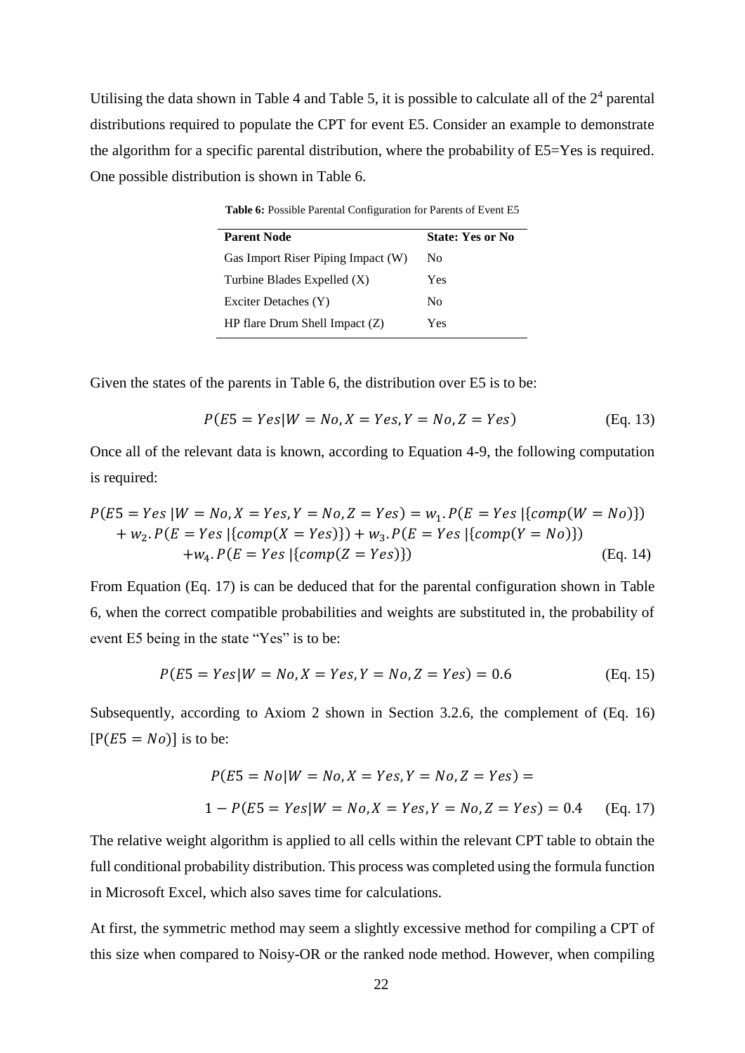Utilising the data shown in Table 4 and Table 5, it is possible to calculate all of the $2^4$ parental distributions required to populate the CPT for event E5. Consider an example to demonstrate the algorithm for a specific parental distribution, where the probability of E5=Yes is required. One possible distribution is shown in Table 6.

**Table 6:** Possible Parental Configuration for Parents of Event E5

| Parent Node | State: Yes or No |
|---|---|
| Gas Import Riser Piping Impact (W) | No |
| Turbine Blades Expelled (X) | Yes |
| Exciter Detaches (Y) | No |
| HP flare Drum Shell Impact (Z) | Yes |

Given the states of the parents in Table 6, the distribution over E5 is to be:

$$P(E5 = Yes | W = No, X = Yes, Y = No, Z = Yes) \tag{Eq. 13}$$

Once all of the relevant data is known, according to Equation 4-9, the following computation is required:

$$\begin{aligned} P(E5 = Yes \mid W = No, X = Yes, Y = No, Z = Yes) &= w_1 . P(E = Yes \mid \{comp(W = No)\}) \\ + w_2 . P(E = Yes \mid \{comp(X = Yes)\}) &+ w_3 . P(E = Yes \mid \{comp(Y = No)\}) \\ + w_4 . P(E = Yes \mid \{comp(Z = Yes)\}) & \end{aligned} \tag{Eq. 14}$$

From Equation (Eq. 17) is can be deduced that for the parental configuration shown in Table 6, when the correct compatible probabilities and weights are substituted in, the probability of event E5 being in the state "Yes" is to be:

$$P(E5 = Yes | W = No, X = Yes, Y = No, Z = Yes) = 0.6 \tag{Eq. 15}$$

Subsequently, according to Axiom 2 shown in Section 3.2.6, the complement of (Eq. 16) $[P(E5 = No)]$ is to be:

$$\begin{aligned} & P(E5 = No | W = No, X = Yes, Y = No, Z = Yes) = \\ & 1 - P(E5 = Yes | W = No, X = Yes, Y = No, Z = Yes) = 0.4 \end{aligned} \tag{Eq. 17}$$

The relative weight algorithm is applied to all cells within the relevant CPT table to obtain the full conditional probability distribution. This process was completed using the formula function in Microsoft Excel, which also saves time for calculations.

At first, the symmetric method may seem a slightly excessive method for compiling a CPT of this size when compared to Noisy-OR or the ranked node method. However, when compiling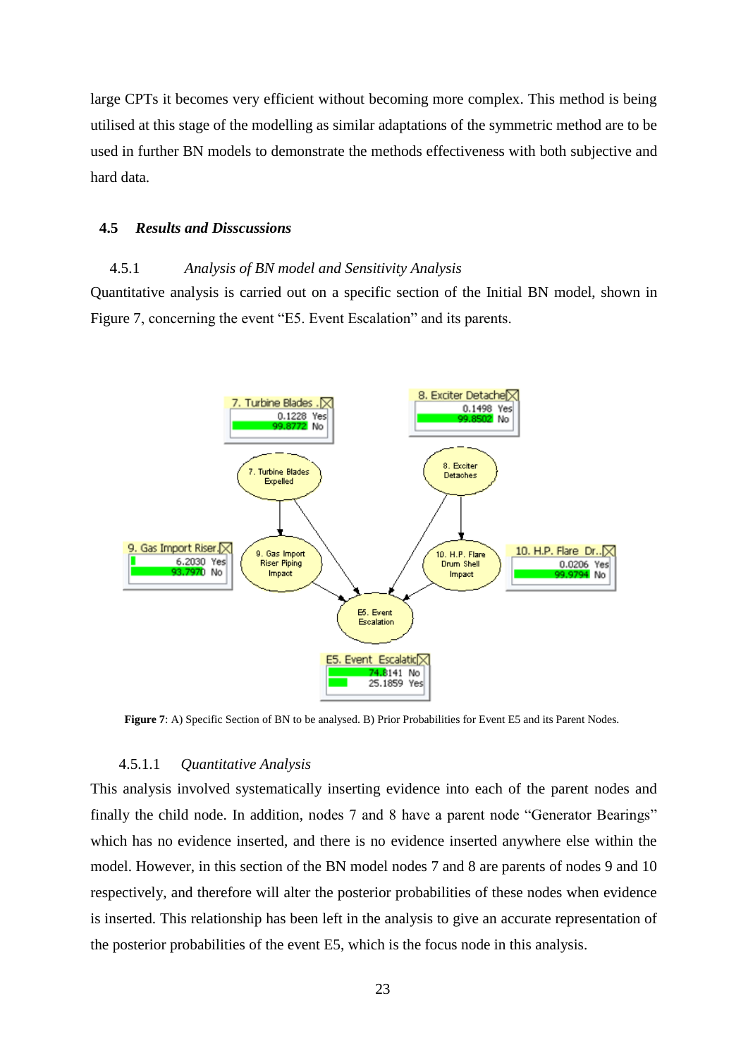large CPTs it becomes very efficient without becoming more complex. This method is being utilised at this stage of the modelling as similar adaptations of the symmetric method are to be used in further BN models to demonstrate the methods effectiveness with both subjective and hard data.

## 4.5 *Results and Disscussions*

### 4.5.1 *Analysis of BN model and Sensitivity Analysis*

Quantitative analysis is carried out on a specific section of the Initial BN model, shown in Figure 7, concerning the event "E5. Event Escalation" and its parents.

**Figure 7**: A) Specific Section of BN to be analysed. B) Prior Probabilities for Event E5 and its Parent Nodes.

#### 4.5.1.1 *Quantitative Analysis*

This analysis involved systematically inserting evidence into each of the parent nodes and finally the child node. In addition, nodes 7 and 8 have a parent node "Generator Bearings" which has no evidence inserted, and there is no evidence inserted anywhere else within the model. However, in this section of the BN model nodes 7 and 8 are parents of nodes 9 and 10 respectively, and therefore will alter the posterior probabilities of these nodes when evidence is inserted. This relationship has been left in the analysis to give an accurate representation of the posterior probabilities of the event E5, which is the focus node in this analysis.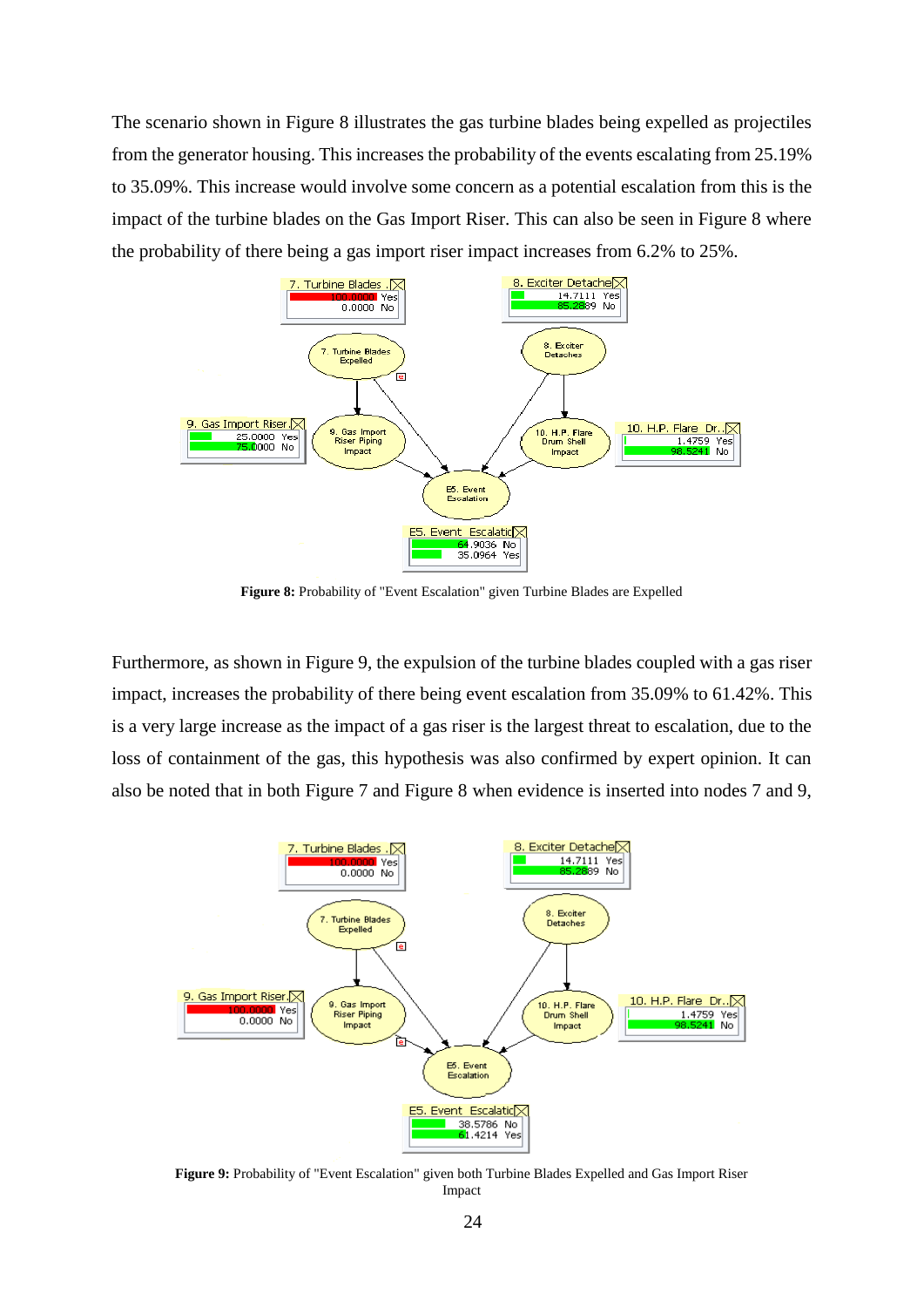The scenario shown in Figure 8 illustrates the gas turbine blades being expelled as projectiles from the generator housing. This increases the probability of the events escalating from 25.19% to 35.09%. This increase would involve some concern as a potential escalation from this is the impact of the turbine blades on the Gas Import Riser. This can also be seen in Figure 8 where the probability of there being a gas import riser impact increases from 6.2% to 25%.

**Figure 8:** Probability of "Event Escalation" given Turbine Blades are Expelled

Furthermore, as shown in Figure 9, the expulsion of the turbine blades coupled with a gas riser impact, increases the probability of there being event escalation from 35.09% to 61.42%. This is a very large increase as the impact of a gas riser is the largest threat to escalation, due to the loss of containment of the gas, this hypothesis was also confirmed by expert opinion. It can also be noted that in both Figure 7 and Figure 8 when evidence is inserted into nodes 7 and 9,

**Figure 9:** Probability of "Event Escalation" given both Turbine Blades Expelled and Gas Import Riser Impact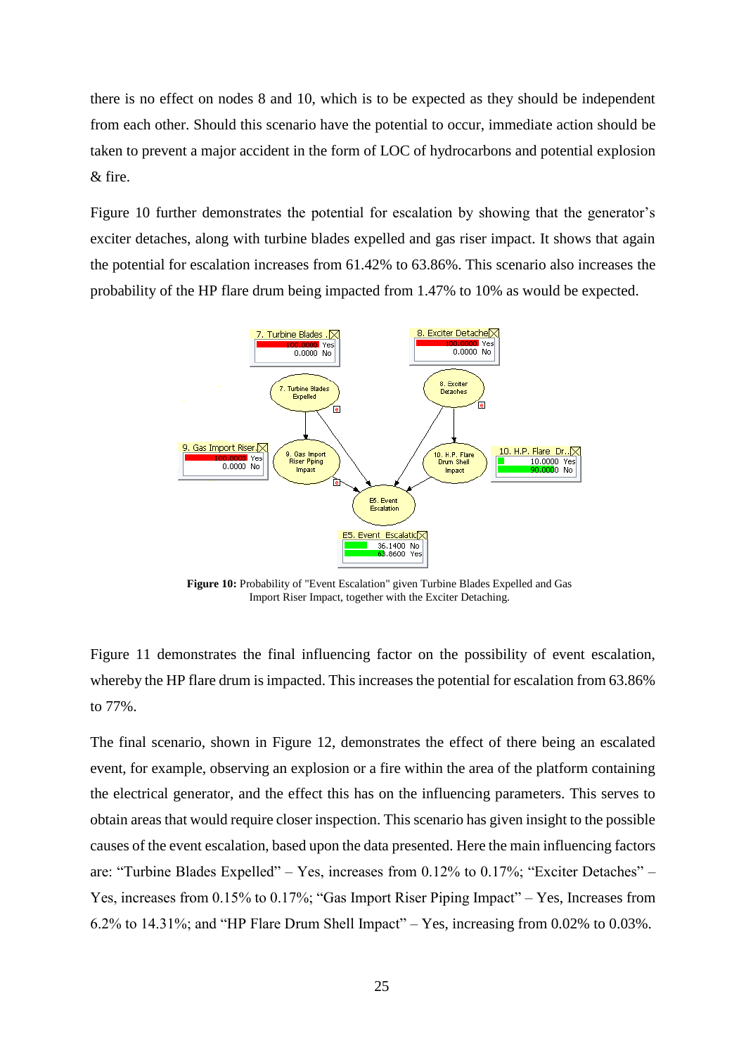there is no effect on nodes 8 and 10, which is to be expected as they should be independent from each other. Should this scenario have the potential to occur, immediate action should be taken to prevent a major accident in the form of LOC of hydrocarbons and potential explosion & fire.

Figure 10 further demonstrates the potential for escalation by showing that the generator's exciter detaches, along with turbine blades expelled and gas riser impact. It shows that again the potential for escalation increases from 61.42% to 63.86%. This scenario also increases the probability of the HP flare drum being impacted from 1.47% to 10% as would be expected.

**Figure 10:** Probability of "Event Escalation" given Turbine Blades Expelled and Gas Import Riser Impact, together with the Exciter Detaching.

Figure 11 demonstrates the final influencing factor on the possibility of event escalation, whereby the HP flare drum is impacted. This increases the potential for escalation from 63.86% to 77%.

The final scenario, shown in Figure 12, demonstrates the effect of there being an escalated event, for example, observing an explosion or a fire within the area of the platform containing the electrical generator, and the effect this has on the influencing parameters. This serves to obtain areas that would require closer inspection. This scenario has given insight to the possible causes of the event escalation, based upon the data presented. Here the main influencing factors are: "Turbine Blades Expelled" – Yes, increases from 0.12% to 0.17%; "Exciter Detaches" – Yes, increases from 0.15% to 0.17%; "Gas Import Riser Piping Impact" – Yes, Increases from 6.2% to 14.31%; and "HP Flare Drum Shell Impact" – Yes, increasing from 0.02% to 0.03%.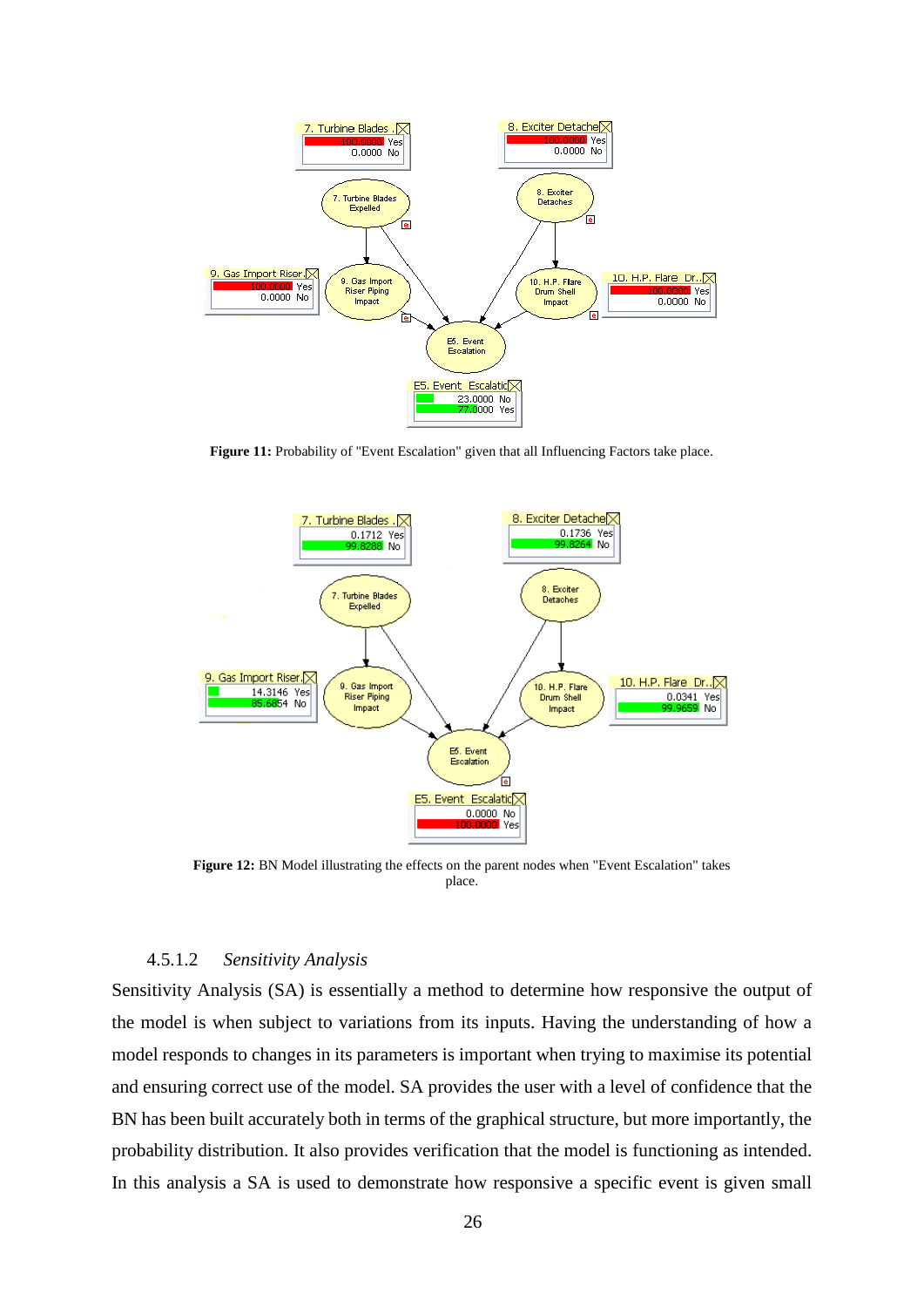**Figure 11:** Probability of "Event Escalation" given that all Influencing Factors take place.

**Figure 12:** BN Model illustrating the effects on the parent nodes when "Event Escalation" takes place.

#### 4.5.1.2 *Sensitivity Analysis*

Sensitivity Analysis (SA) is essentially a method to determine how responsive the output of the model is when subject to variations from its inputs. Having the understanding of how a model responds to changes in its parameters is important when trying to maximise its potential and ensuring correct use of the model. SA provides the user with a level of confidence that the BN has been built accurately both in terms of the graphical structure, but more importantly, the probability distribution. It also provides verification that the model is functioning as intended. In this analysis a SA is used to demonstrate how responsive a specific event is given small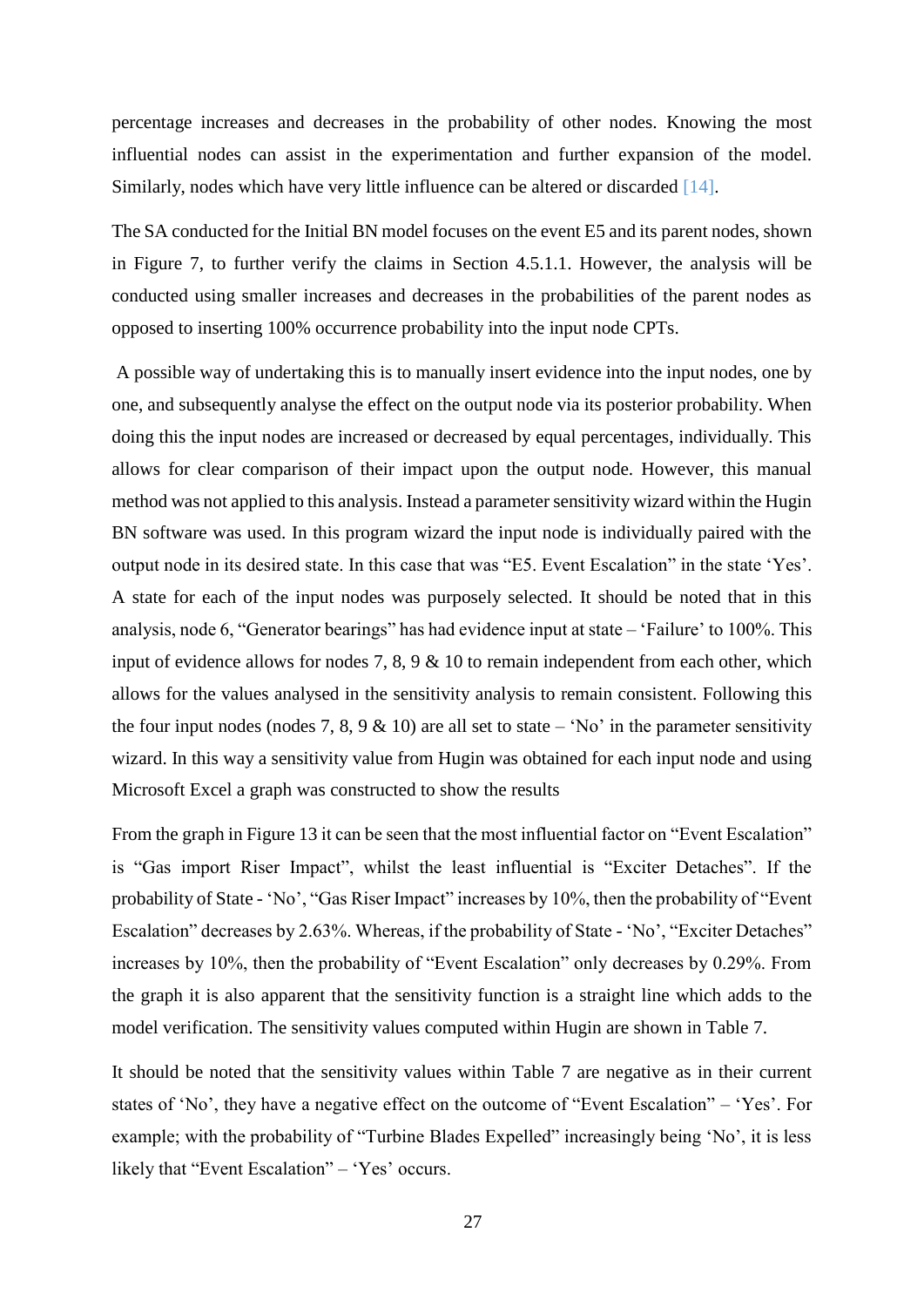percentage increases and decreases in the probability of other nodes. Knowing the most influential nodes can assist in the experimentation and further expansion of the model. Similarly, nodes which have very little influence can be altered or discarded [14].

The SA conducted for the Initial BN model focuses on the event E5 and its parent nodes, shown in Figure 7, to further verify the claims in Section 4.5.1.1. However, the analysis will be conducted using smaller increases and decreases in the probabilities of the parent nodes as opposed to inserting 100% occurrence probability into the input node CPTs.

A possible way of undertaking this is to manually insert evidence into the input nodes, one by one, and subsequently analyse the effect on the output node via its posterior probability. When doing this the input nodes are increased or decreased by equal percentages, individually. This allows for clear comparison of their impact upon the output node. However, this manual method was not applied to this analysis. Instead a parameter sensitivity wizard within the Hugin BN software was used. In this program wizard the input node is individually paired with the output node in its desired state. In this case that was "E5. Event Escalation" in the state 'Yes'. A state for each of the input nodes was purposely selected. It should be noted that in this analysis, node 6, "Generator bearings" has had evidence input at state – 'Failure' to 100%. This input of evidence allows for nodes 7, 8, 9 & 10 to remain independent from each other, which allows for the values analysed in the sensitivity analysis to remain consistent. Following this the four input nodes (nodes 7, 8, 9 & 10) are all set to state – 'No' in the parameter sensitivity wizard. In this way a sensitivity value from Hugin was obtained for each input node and using Microsoft Excel a graph was constructed to show the results

From the graph in Figure 13 it can be seen that the most influential factor on "Event Escalation" is "Gas import Riser Impact", whilst the least influential is "Exciter Detaches". If the probability of State - 'No', "Gas Riser Impact" increases by 10%, then the probability of "Event Escalation" decreases by 2.63%. Whereas, if the probability of State - 'No', "Exciter Detaches" increases by 10%, then the probability of "Event Escalation" only decreases by 0.29%. From the graph it is also apparent that the sensitivity function is a straight line which adds to the model verification. The sensitivity values computed within Hugin are shown in Table 7.

It should be noted that the sensitivity values within Table 7 are negative as in their current states of 'No', they have a negative effect on the outcome of "Event Escalation" – 'Yes'. For example; with the probability of "Turbine Blades Expelled" increasingly being 'No', it is less likely that "Event Escalation" – 'Yes' occurs.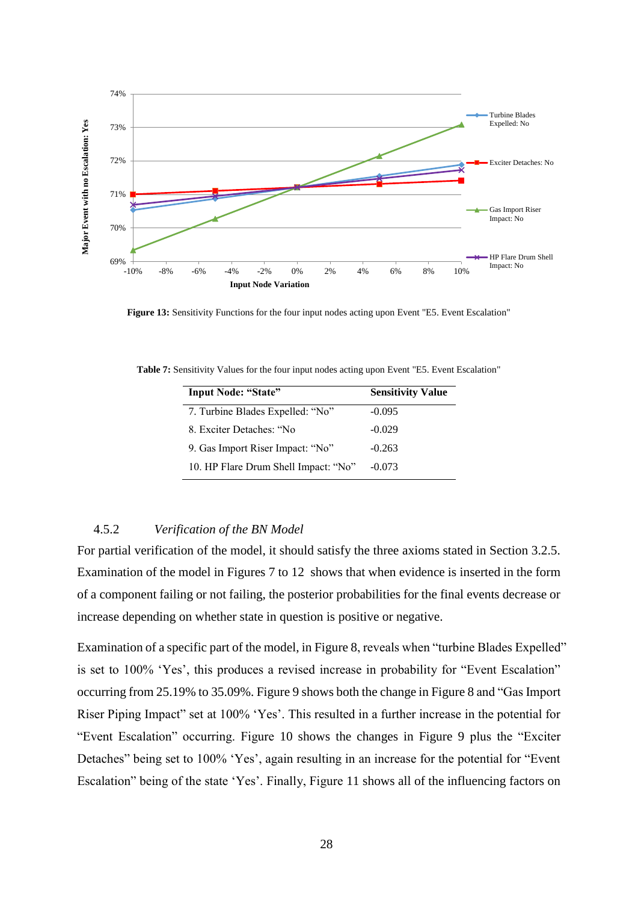Figure 13: Sensitivity Functions for the four input nodes acting upon Event "E5. Event Escalation"

**Table 7:** Sensitivity Values for the four input nodes acting upon Event "E5. Event Escalation"

| Input Node: "State" | Sensitivity Value |
|---|---|
| 7. Turbine Blades Expelled: "No" | -0.095 |
| 8. Exciter Detaches: "No | -0.029 |
| 9. Gas Import Riser Impact: "No" | -0.263 |
| 10. HP Flare Drum Shell Impact: "No" | -0.073 |

### 4.5.2 *Verification of the BN Model*

For partial verification of the model, it should satisfy the three axioms stated in Section 3.2.5. Examination of the model in Figures 7 to 12 shows that when evidence is inserted in the form of a component failing or not failing, the posterior probabilities for the final events decrease or increase depending on whether state in question is positive or negative.

Examination of a specific part of the model, in Figure 8, reveals when "turbine Blades Expelled" is set to 100% 'Yes', this produces a revised increase in probability for "Event Escalation" occurring from 25.19% to 35.09%. Figure 9 shows both the change in Figure 8 and "Gas Import Riser Piping Impact" set at 100% 'Yes'. This resulted in a further increase in the potential for "Event Escalation" occurring. Figure 10 shows the changes in Figure 9 plus the "Exciter Detaches" being set to 100% 'Yes', again resulting in an increase for the potential for "Event Escalation" being of the state 'Yes'. Finally, Figure 11 shows all of the influencing factors on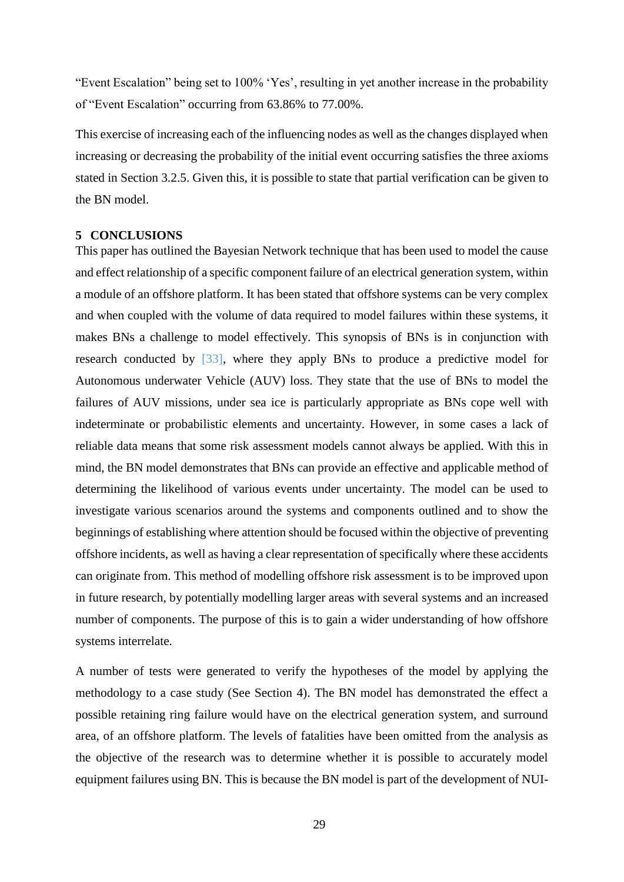"Event Escalation" being set to 100% 'Yes', resulting in yet another increase in the probability of "Event Escalation" occurring from 63.86% to 77.00%.

This exercise of increasing each of the influencing nodes as well as the changes displayed when increasing or decreasing the probability of the initial event occurring satisfies the three axioms stated in Section 3.2.5. Given this, it is possible to state that partial verification can be given to the BN model.

## 5 CONCLUSIONS

This paper has outlined the Bayesian Network technique that has been used to model the cause and effect relationship of a specific component failure of an electrical generation system, within a module of an offshore platform. It has been stated that offshore systems can be very complex and when coupled with the volume of data required to model failures within these systems, it makes BNs a challenge to model effectively. This synopsis of BNs is in conjunction with research conducted by [33], where they apply BNs to produce a predictive model for Autonomous underwater Vehicle (AUV) loss. They state that the use of BNs to model the failures of AUV missions, under sea ice is particularly appropriate as BNs cope well with indeterminate or probabilistic elements and uncertainty. However, in some cases a lack of reliable data means that some risk assessment models cannot always be applied. With this in mind, the BN model demonstrates that BNs can provide an effective and applicable method of determining the likelihood of various events under uncertainty. The model can be used to investigate various scenarios around the systems and components outlined and to show the beginnings of establishing where attention should be focused within the objective of preventing offshore incidents, as well as having a clear representation of specifically where these accidents can originate from. This method of modelling offshore risk assessment is to be improved upon in future research, by potentially modelling larger areas with several systems and an increased number of components. The purpose of this is to gain a wider understanding of how offshore systems interrelate.

A number of tests were generated to verify the hypotheses of the model by applying the methodology to a case study (See Section 4). The BN model has demonstrated the effect a possible retaining ring failure would have on the electrical generation system, and surround area, of an offshore platform. The levels of fatalities have been omitted from the analysis as the objective of the research was to determine whether it is possible to accurately model equipment failures using BN. This is because the BN model is part of the development of NUI-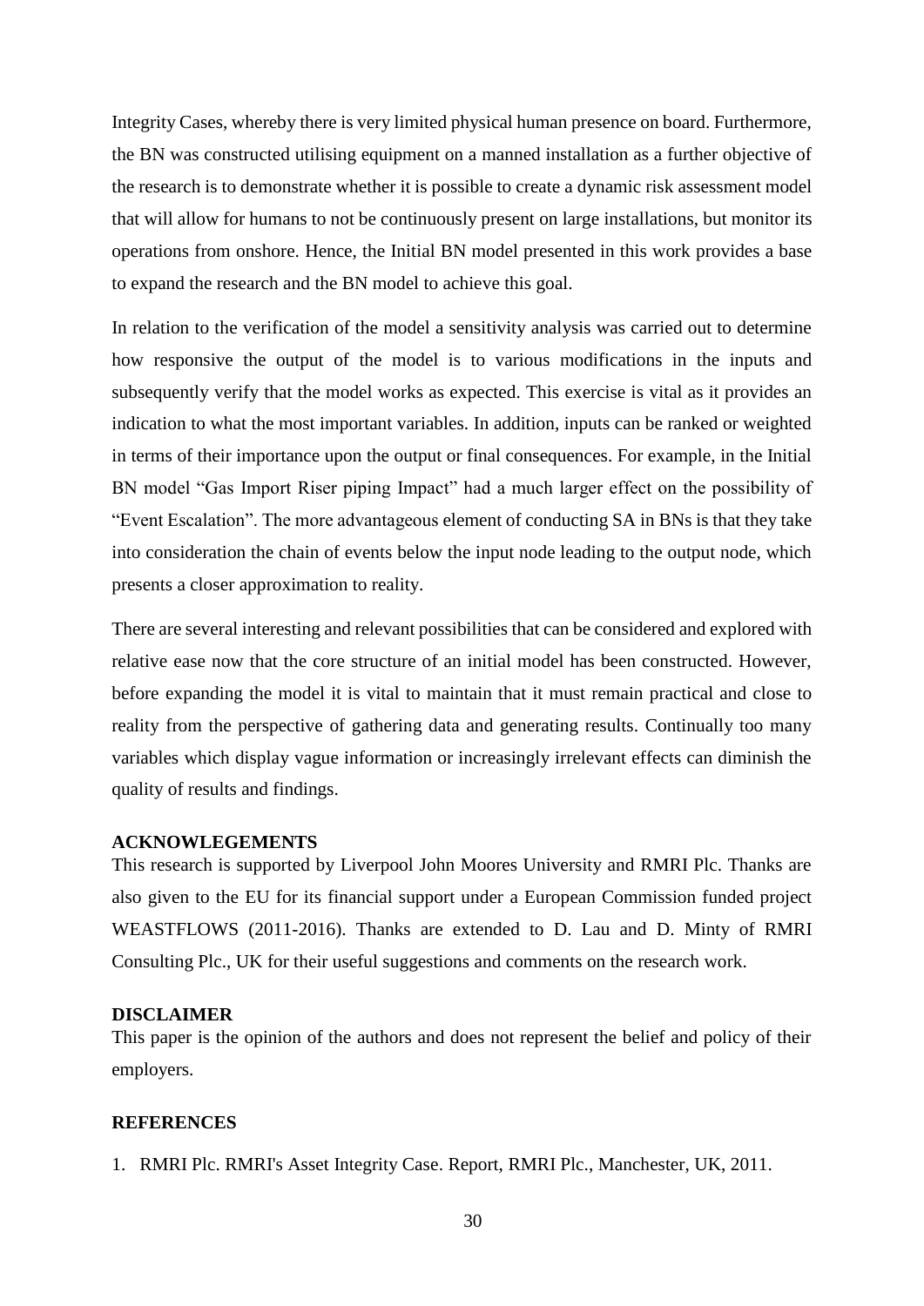Integrity Cases, whereby there is very limited physical human presence on board. Furthermore, the BN was constructed utilising equipment on a manned installation as a further objective of the research is to demonstrate whether it is possible to create a dynamic risk assessment model that will allow for humans to not be continuously present on large installations, but monitor its operations from onshore. Hence, the Initial BN model presented in this work provides a base to expand the research and the BN model to achieve this goal.

In relation to the verification of the model a sensitivity analysis was carried out to determine how responsive the output of the model is to various modifications in the inputs and subsequently verify that the model works as expected. This exercise is vital as it provides an indication to what the most important variables. In addition, inputs can be ranked or weighted in terms of their importance upon the output or final consequences. For example, in the Initial BN model "Gas Import Riser piping Impact" had a much larger effect on the possibility of "Event Escalation". The more advantageous element of conducting SA in BNs is that they take into consideration the chain of events below the input node leading to the output node, which presents a closer approximation to reality.

There are several interesting and relevant possibilities that can be considered and explored with relative ease now that the core structure of an initial model has been constructed. However, before expanding the model it is vital to maintain that it must remain practical and close to reality from the perspective of gathering data and generating results. Continually too many variables which display vague information or increasingly irrelevant effects can diminish the quality of results and findings.

## ACKNOWLEGEMENTS

This research is supported by Liverpool John Moores University and RMRI Plc. Thanks are also given to the EU for its financial support under a European Commission funded project WEASTFLOWS (2011-2016). Thanks are extended to D. Lau and D. Minty of RMRI Consulting Plc., UK for their useful suggestions and comments on the research work.

## DISCLAIMER

This paper is the opinion of the authors and does not represent the belief and policy of their employers.

## REFERENCES

1. RMRI Plc. RMRI's Asset Integrity Case. Report, RMRI Plc., Manchester, UK, 2011.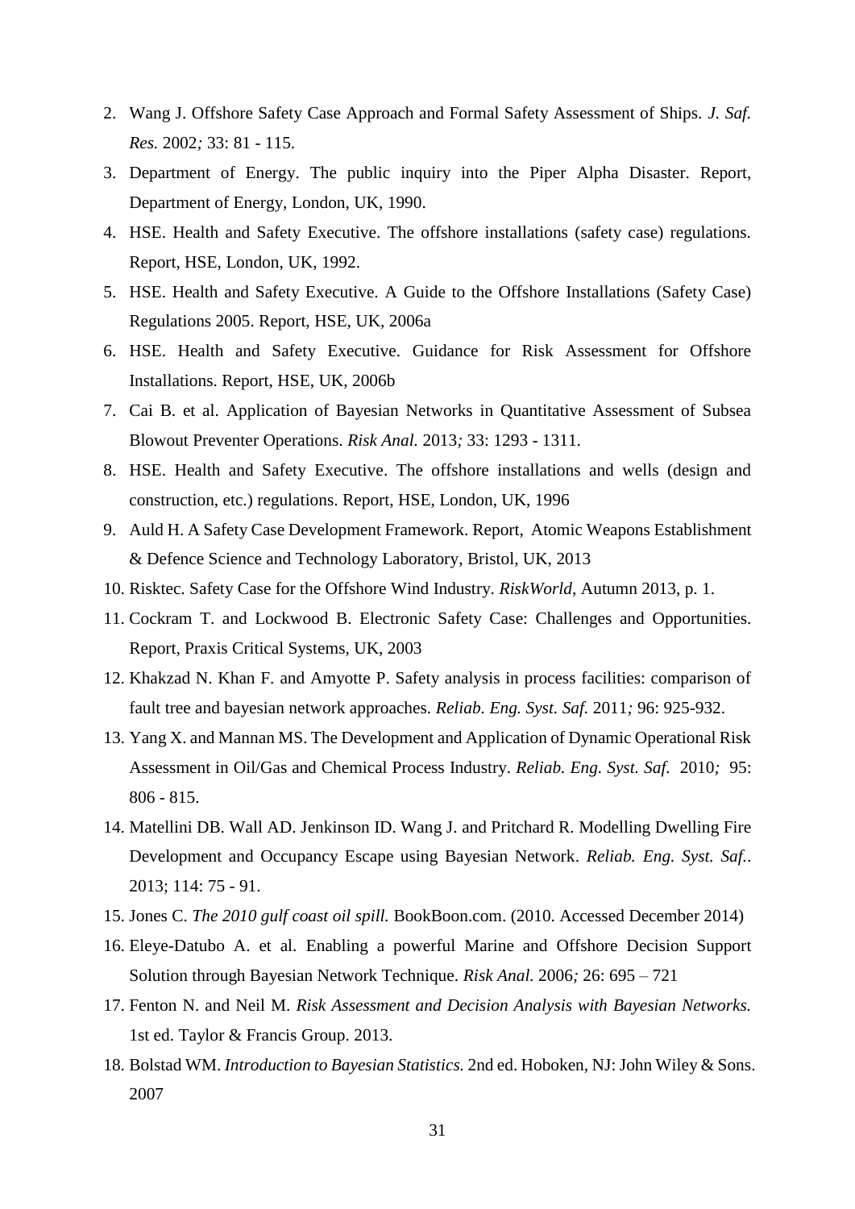2. Wang J. Offshore Safety Case Approach and Formal Safety Assessment of Ships. *J. Saf. Res.* 2002*;* 33: 81 - 115.
3. Department of Energy. The public inquiry into the Piper Alpha Disaster. Report, Department of Energy, London, UK, 1990.
4. HSE. Health and Safety Executive. The offshore installations (safety case) regulations. Report, HSE, London, UK, 1992.
5. HSE. Health and Safety Executive. A Guide to the Offshore Installations (Safety Case) Regulations 2005. Report, HSE, UK, 2006a
6. HSE. Health and Safety Executive. Guidance for Risk Assessment for Offshore Installations. Report, HSE, UK, 2006b
7. Cai B. et al. Application of Bayesian Networks in Quantitative Assessment of Subsea Blowout Preventer Operations. *Risk Anal.* 2013*;* 33: 1293 - 1311.
8. HSE. Health and Safety Executive. The offshore installations and wells (design and construction, etc.) regulations. Report, HSE, London, UK, 1996
9. Auld H. A Safety Case Development Framework. Report, Atomic Weapons Establishment & Defence Science and Technology Laboratory, Bristol, UK, 2013
10. Risktec. Safety Case for the Offshore Wind Industry. *RiskWorld*, Autumn 2013, p. 1.
11. Cockram T. and Lockwood B. Electronic Safety Case: Challenges and Opportunities. Report, Praxis Critical Systems, UK, 2003
12. Khakzad N. Khan F. and Amyotte P. Safety analysis in process facilities: comparison of fault tree and bayesian network approaches. *Reliab. Eng. Syst. Saf.* 2011*;* 96: 925-932.
13. Yang X. and Mannan MS. The Development and Application of Dynamic Operational Risk Assessment in Oil/Gas and Chemical Process Industry. *Reliab. Eng. Syst. Saf.* 2010*;* 95: 806 - 815.
14. Matellini DB. Wall AD. Jenkinson ID. Wang J. and Pritchard R. Modelling Dwelling Fire Development and Occupancy Escape using Bayesian Network. *Reliab. Eng. Syst. Saf.*. 2013; 114: 75 - 91.
15. Jones C. *The 2010 gulf coast oil spill.* BookBoon.com. (2010. Accessed December 2014)
16. Eleye-Datubo A. et al. Enabling a powerful Marine and Offshore Decision Support Solution through Bayesian Network Technique. *Risk Anal.* 2006*;* 26: 695 – 721
17. Fenton N. and Neil M. *Risk Assessment and Decision Analysis with Bayesian Networks.* 1st ed. Taylor & Francis Group. 2013.
18. Bolstad WM. *Introduction to Bayesian Statistics.* 2nd ed. Hoboken, NJ: John Wiley & Sons. 2007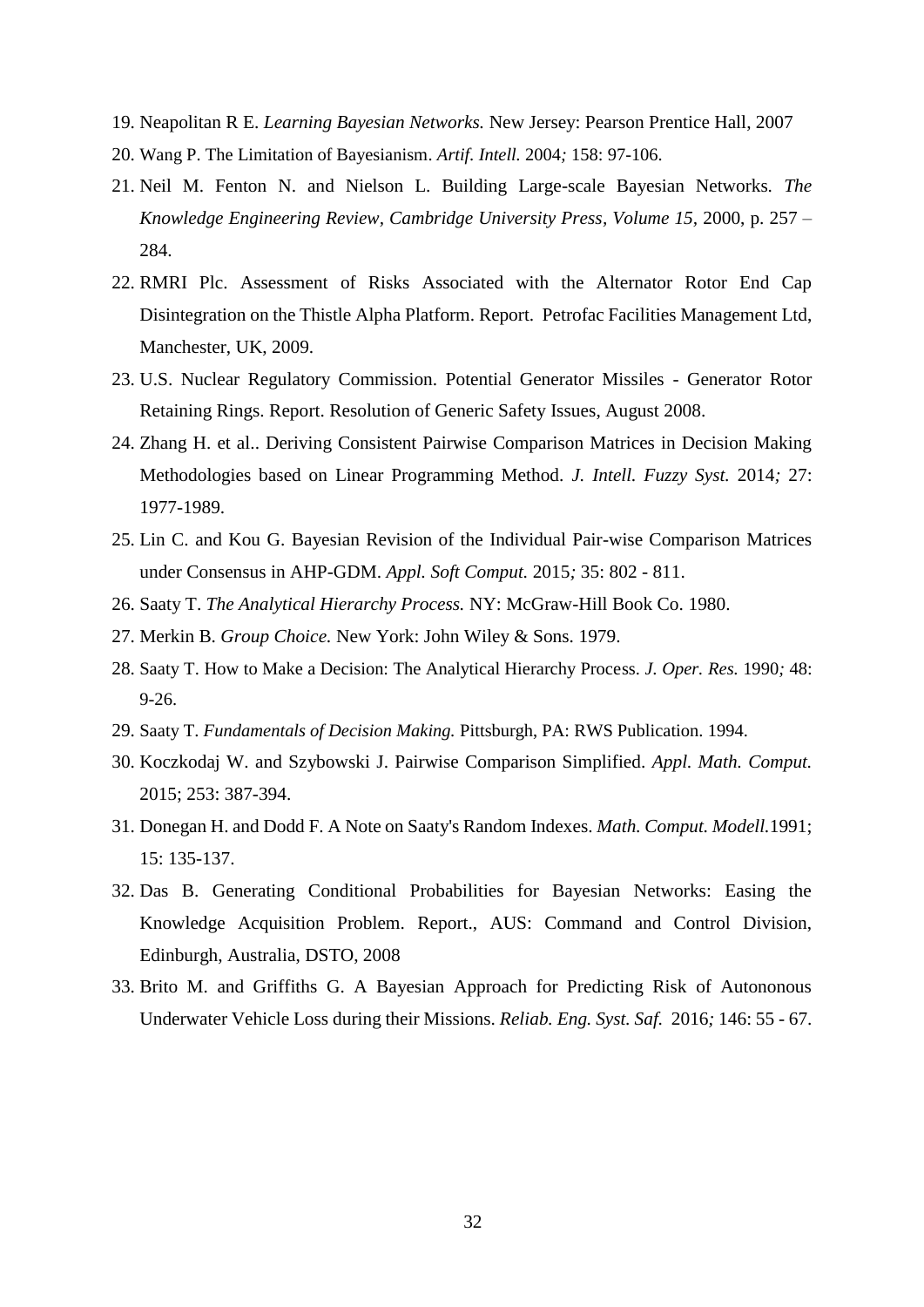19. Neapolitan R E. *Learning Bayesian Networks.* New Jersey: Pearson Prentice Hall, 2007
20. Wang P. The Limitation of Bayesianism. *Artif. Intell.* 2004*;* 158: 97-106.
21. Neil M. Fenton N. and Nielson L. Building Large-scale Bayesian Networks. *The Knowledge Engineering Review, Cambridge University Press, Volume 15,* 2000, p. 257 – 284.
22. RMRI Plc. Assessment of Risks Associated with the Alternator Rotor End Cap Disintegration on the Thistle Alpha Platform. Report. Petrofac Facilities Management Ltd, Manchester, UK, 2009.
23. U.S. Nuclear Regulatory Commission. Potential Generator Missiles - Generator Rotor Retaining Rings. Report. Resolution of Generic Safety Issues, August 2008.
24. Zhang H. et al.. Deriving Consistent Pairwise Comparison Matrices in Decision Making Methodologies based on Linear Programming Method. *J. Intell. Fuzzy Syst.* 2014*;* 27: 1977-1989.
25. Lin C. and Kou G. Bayesian Revision of the Individual Pair-wise Comparison Matrices under Consensus in AHP-GDM. *Appl. Soft Comput.* 2015*;* 35: 802 - 811.
26. Saaty T. *The Analytical Hierarchy Process.* NY: McGraw-Hill Book Co. 1980.
27. Merkin B. *Group Choice.* New York: John Wiley & Sons. 1979.
28. Saaty T. How to Make a Decision: The Analytical Hierarchy Process. *J. Oper. Res.* 1990*;* 48: 9-26.
29. Saaty T. *Fundamentals of Decision Making.* Pittsburgh, PA: RWS Publication. 1994.
30. Koczkodaj W. and Szybowski J. Pairwise Comparison Simplified. *Appl. Math. Comput.* 2015; 253: 387-394.
31. Donegan H. and Dodd F. A Note on Saaty's Random Indexes. *Math. Comput. Modell.*1991; 15: 135-137.
32. Das B. Generating Conditional Probabilities for Bayesian Networks: Easing the Knowledge Acquisition Problem. Report., AUS: Command and Control Division, Edinburgh, Australia, DSTO, 2008
33. Brito M. and Griffiths G. A Bayesian Approach for Predicting Risk of Autononous Underwater Vehicle Loss during their Missions. *Reliab. Eng. Syst. Saf.* 2016*;* 146: 55 - 67.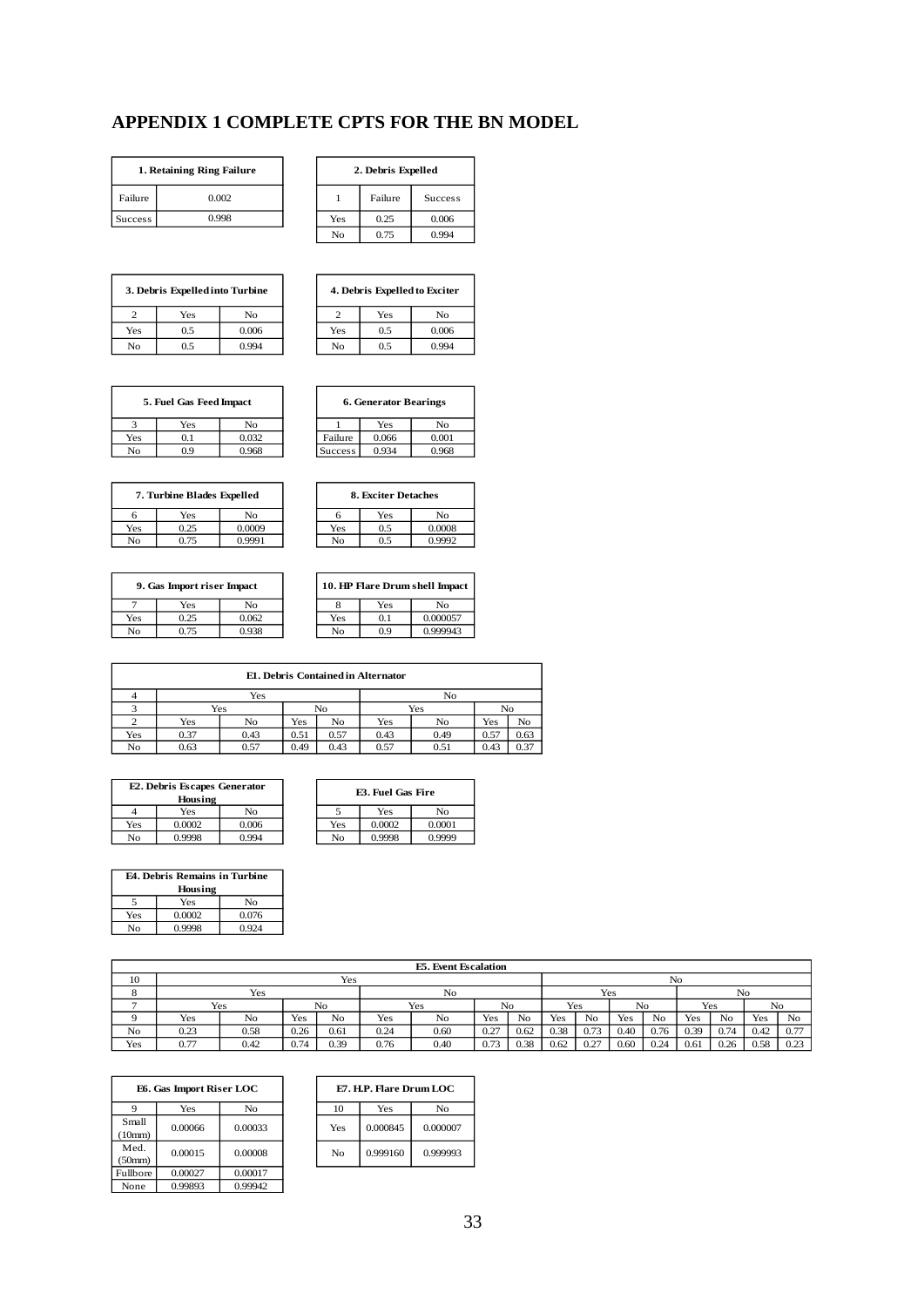# APPENDIX 1 COMPLETE CPTS FOR THE BN MODEL

| **1. Retaining Ring Failure** | |
|---|---|
| Failure | 0.002 |
| Success | 0.998 |

| **2. Debris Expelled** | | |
|---|---|---|
| 1 | Failure | Success |
| Yes | 0.25 | 0.006 |
| No | 0.75 | 0.994 |

| **3. Debris Expelled into Turbine** | | |
|---|---|---|
| 2 | Yes | No |
| Yes | 0.5 | 0.006 |
| No | 0.5 | 0.994 |

| **4. Debris Expelled to Exciter** | | |
|---|---|---|
| 2 | Yes | No |
| Yes | 0.5 | 0.006 |
| No | 0.5 | 0.994 |

| **5. Fuel Gas Feed Impact** | | |
|---|---|---|
| 3 | Yes | No |
| Yes | 0.1 | 0.032 |
| No | 0.9 | 0.968 |

| **6. Generator Bearings** | | |
|---|---|---|
| 1 | Yes | No |
| Failure | 0.066 | 0.001 |
| Success | 0.934 | 0.968 |

| **7. Turbine Blades Expelled** | | |
|---|---|---|
| 6 | Yes | No |
| Yes | 0.25 | 0.0009 |
| No | 0.75 | 0.9991 |

| **8. Exciter Detaches** | | |
|---|---|---|
| 6 | Yes | No |
| Yes | 0.5 | 0.0008 |
| No | 0.5 | 0.9992 |

| **9. Gas Import riser Impact** | | |
|---|---|---|
| 7 | Yes | No |
| Yes | 0.25 | 0.062 |
| No | 0.75 | 0.938 |

| **10. HP Flare Drum shell Impact** | | |
|---|---|---|
| 8 | Yes | No |
| Yes | 0.1 | 0.000057 |
| No | 0.9 | 0.999943 |

| **E1. Debris Contained in Alternator** | | | | | | | | |
|---|---|---|---|---|---|---|---|---|
| 4 | Yes | | | | No | | | |
| 3 | Yes | | No | | Yes | | No | |
| 2 | Yes | No | Yes | No | Yes | No | Yes | No |
| Yes | 0.37 | 0.43 | 0.51 | 0.57 | 0.43 | 0.49 | 0.57 | 0.63 |
| No | 0.63 | 0.57 | 0.49 | 0.43 | 0.57 | 0.51 | 0.43 | 0.37 |

| **E2. Debris Escapes Generator Housing** | | |
|---|---|---|
| 4 | Yes | No |
| Yes | 0.0002 | 0.006 |
| No | 0.9998 | 0.994 |

| **E3. Fuel Gas Fire** | | |
|---|---|---|
| 5 | Yes | No |
| Yes | 0.0002 | 0.0001 |
| No | 0.9998 | 0.9999 |

| **E4. Debris Remains in Turbine Housing** | | |
|---|---|---|
| 5 | Yes | No |
| Yes | 0.0002 | 0.076 |
| No | 0.9998 | 0.924 |

| **E5. Event Escalation** | | | | | | | | | | | | | | | | |
|---|---|---|---|---|---|---|---|---|---|---|---|---|---|---|---|---|
| 10 | Yes | | | | | | | | No | | | | | | | |
| 8 | Yes | | | | No | | | | Yes | | | | No | | | |
| 7 | Yes | | No | | Yes | | No | | Yes | | No | | Yes | | No | |
| 9 | Yes | No | Yes | No | Yes | No | Yes | No | Yes | No | Yes | No | Yes | No | Yes | No |
| No | 0.23 | 0.58 | 0.26 | 0.61 | 0.24 | 0.60 | 0.27 | 0.62 | 0.38 | 0.73 | 0.40 | 0.76 | 0.39 | 0.74 | 0.42 | 0.77 |
| Yes | 0.77 | 0.42 | 0.74 | 0.39 | 0.76 | 0.40 | 0.73 | 0.38 | 0.62 | 0.27 | 0.60 | 0.24 | 0.61 | 0.26 | 0.58 | 0.23 |

| **E6. Gas Import Riser LOC** | | |
|---|---|---|
| 9 | Yes | No |
| Small (10mm) | 0.00066 | 0.00033 |
| Med. (50mm) | 0.00015 | 0.00008 |
| Fullbore | 0.00027 | 0.00017 |
| None | 0.99893 | 0.99942 |

| **E7. H.P. Flare Drum LOC** | | |
|---|---|---|
| 10 | Yes | No |
| Yes | 0.000845 | 0.000007 |
| No | 0.999160 | 0.999993 |